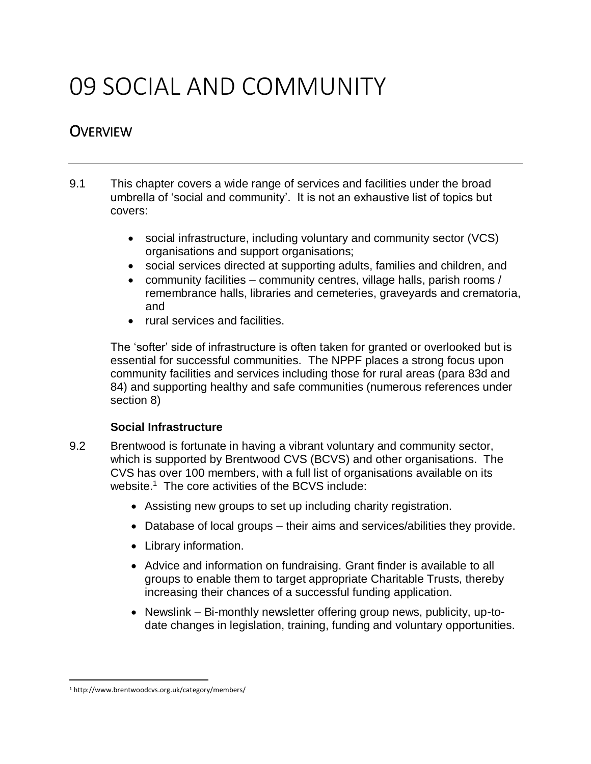# 09 SOCIAL AND COMMUNITY

## OVERVIEW

9.1 This chapter covers a wide range of services and facilities under the broad umbrella of 'social and community'. It is not an exhaustive list of topics but covers:

- social infrastructure, including voluntary and community sector (VCS) organisations and support organisations;
- social services directed at supporting adults, families and children, and
- community facilities – community centres, village halls, parish rooms / remembrance halls, libraries and cemeteries, graveyards and crematoria, and
- rural services and facilities.

The 'softer' side of infrastructure is often taken for granted or overlooked but is essential for successful communities. The NPPF places a strong focus upon community facilities and services including those for rural areas (para 83d and 84) and supporting healthy and safe communities (numerous references under section 8)

### Social Infrastructure

9.2 Brentwood is fortunate in having a vibrant voluntary and community sector, which is supported by Brentwood CVS (BCVS) and other organisations. The CVS has over 100 members, with a full list of organisations available on its website.[1] The core activities of the BCVS include:

- Assisting new groups to set up including charity registration.
- Database of local groups – their aims and services/abilities they provide.
- Library information.
- Advice and information on fundraising. Grant finder is available to all groups to enable them to target appropriate Charitable Trusts, thereby increasing their chances of a successful funding application.
- Newslink – Bi-monthly newsletter offering group news, publicity, up-to-date changes in legislation, training, funding and voluntary opportunities.

[1] http://www.brentwoodcvs.org.uk/category/members/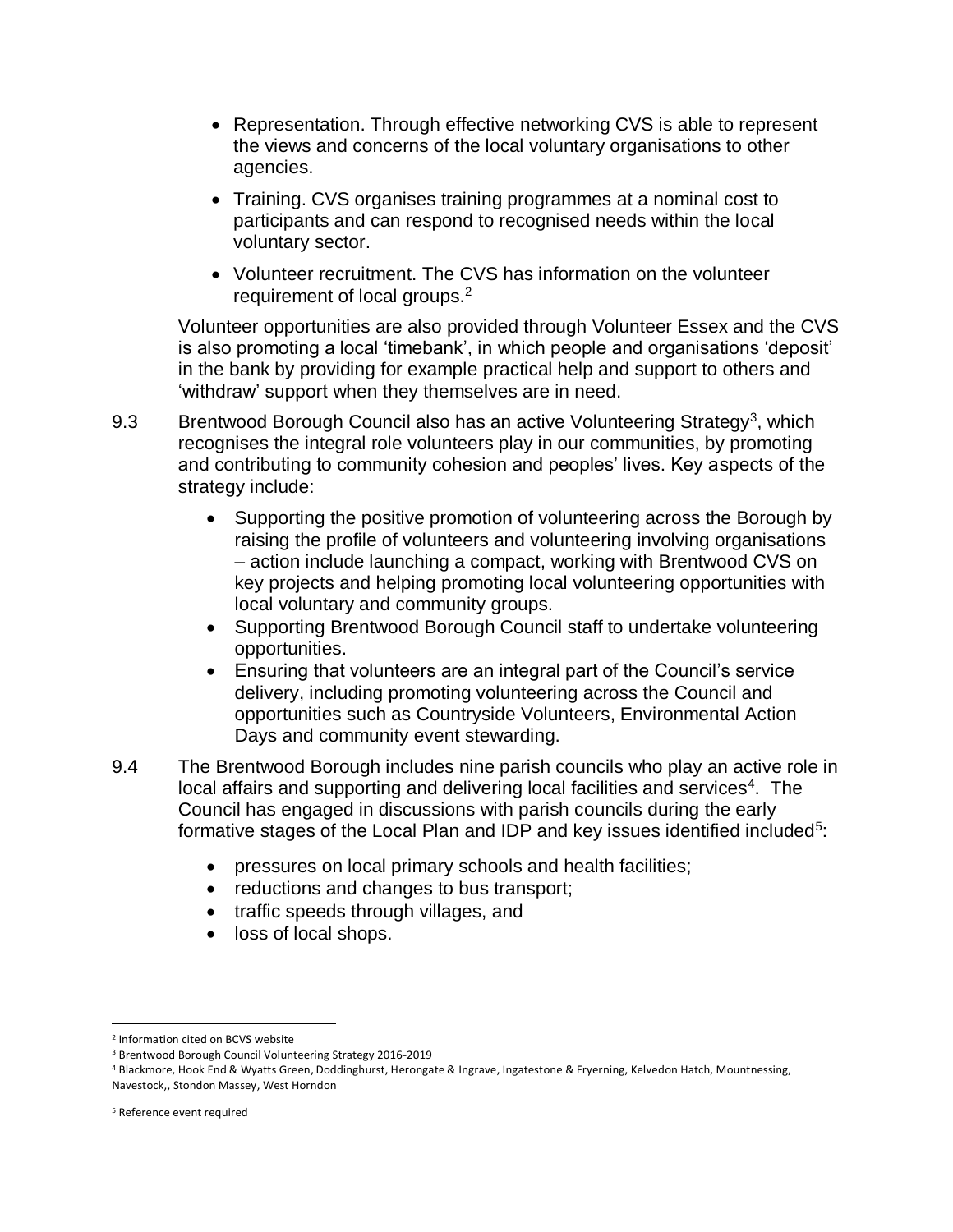- Representation. Through effective networking CVS is able to represent the views and concerns of the local voluntary organisations to other agencies.
- Training. CVS organises training programmes at a nominal cost to participants and can respond to recognised needs within the local voluntary sector.
- Volunteer recruitment. The CVS has information on the volunteer requirement of local groups.[2]

Volunteer opportunities are also provided through Volunteer Essex and the CVS is also promoting a local 'timebank', in which people and organisations 'deposit' in the bank by providing for example practical help and support to others and 'withdraw' support when they themselves are in need.

9.3 Brentwood Borough Council also has an active Volunteering Strategy[3], which recognises the integral role volunteers play in our communities, by promoting and contributing to community cohesion and peoples' lives. Key aspects of the strategy include:

- Supporting the positive promotion of volunteering across the Borough by raising the profile of volunteers and volunteering involving organisations – action include launching a compact, working with Brentwood CVS on key projects and helping promoting local volunteering opportunities with local voluntary and community groups.
- Supporting Brentwood Borough Council staff to undertake volunteering opportunities.
- Ensuring that volunteers are an integral part of the Council's service delivery, including promoting volunteering across the Council and opportunities such as Countryside Volunteers, Environmental Action Days and community event stewarding.

9.4 The Brentwood Borough includes nine parish councils who play an active role in local affairs and supporting and delivering local facilities and services[4]. The Council has engaged in discussions with parish councils during the early formative stages of the Local Plan and IDP and key issues identified included[5]:

- pressures on local primary schools and health facilities;
- reductions and changes to bus transport;
- traffic speeds through villages, and
- loss of local shops.

---

[2] Information cited on BCVS website

[3] Brentwood Borough Council Volunteering Strategy 2016-2019

[4] Blackmore, Hook End & Wyatts Green, Doddinghurst, Herongate & Ingrave, Ingatestone & Fryerning, Kelvedon Hatch, Mountnessing, Navestock,, Stondon Massey, West Horndon

[5] Reference event required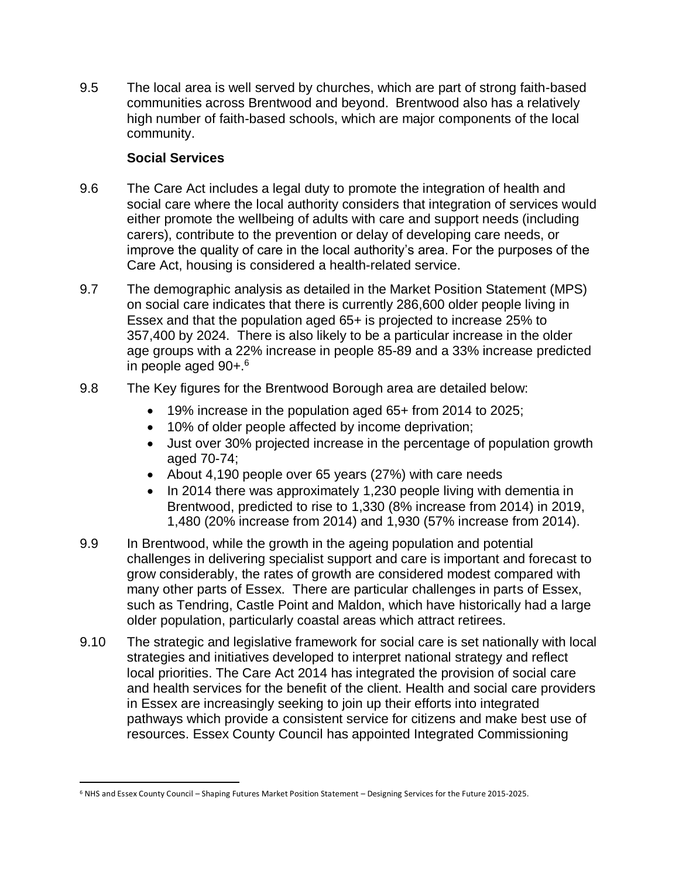9.5 The local area is well served by churches, which are part of strong faith-based communities across Brentwood and beyond. Brentwood also has a relatively high number of faith-based schools, which are major components of the local community.

### Social Services

9.6 The Care Act includes a legal duty to promote the integration of health and social care where the local authority considers that integration of services would either promote the wellbeing of adults with care and support needs (including carers), contribute to the prevention or delay of developing care needs, or improve the quality of care in the local authority's area. For the purposes of the Care Act, housing is considered a health-related service.

9.7 The demographic analysis as detailed in the Market Position Statement (MPS) on social care indicates that there is currently 286,600 older people living in Essex and that the population aged 65+ is projected to increase 25% to 357,400 by 2024. There is also likely to be a particular increase in the older age groups with a 22% increase in people 85-89 and a 33% increase predicted in people aged 90+.[6]

9.8 The Key figures for the Brentwood Borough area are detailed below:

- 19% increase in the population aged 65+ from 2014 to 2025;
- 10% of older people affected by income deprivation;
- Just over 30% projected increase in the percentage of population growth aged 70-74;
- About 4,190 people over 65 years (27%) with care needs
- In 2014 there was approximately 1,230 people living with dementia in Brentwood, predicted to rise to 1,330 (8% increase from 2014) in 2019, 1,480 (20% increase from 2014) and 1,930 (57% increase from 2014).

9.9 In Brentwood, while the growth in the ageing population and potential challenges in delivering specialist support and care is important and forecast to grow considerably, the rates of growth are considered modest compared with many other parts of Essex. There are particular challenges in parts of Essex, such as Tendring, Castle Point and Maldon, which have historically had a large older population, particularly coastal areas which attract retirees.

9.10 The strategic and legislative framework for social care is set nationally with local strategies and initiatives developed to interpret national strategy and reflect local priorities. The Care Act 2014 has integrated the provision of social care and health services for the benefit of the client. Health and social care providers in Essex are increasingly seeking to join up their efforts into integrated pathways which provide a consistent service for citizens and make best use of resources. Essex County Council has appointed Integrated Commissioning

[6] NHS and Essex County Council – Shaping Futures Market Position Statement – Designing Services for the Future 2015-2025.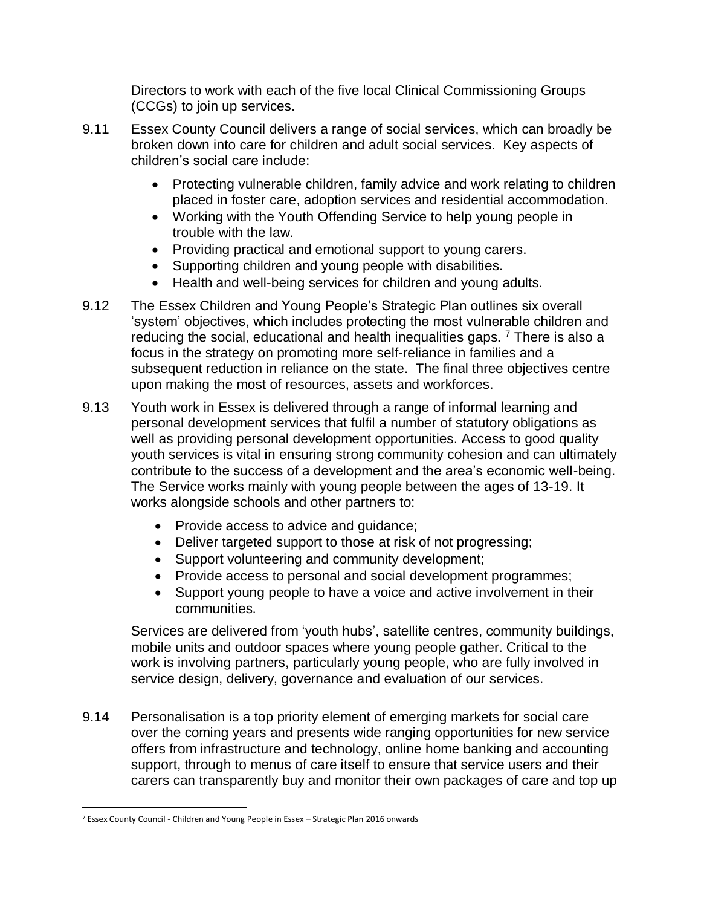Directors to work with each of the five local Clinical Commissioning Groups (CCGs) to join up services.

9.11 Essex County Council delivers a range of social services, which can broadly be broken down into care for children and adult social services. Key aspects of children's social care include:

- Protecting vulnerable children, family advice and work relating to children placed in foster care, adoption services and residential accommodation.
- Working with the Youth Offending Service to help young people in trouble with the law.
- Providing practical and emotional support to young carers.
- Supporting children and young people with disabilities.
- Health and well-being services for children and young adults.

9.12 The Essex Children and Young People's Strategic Plan outlines six overall 'system' objectives, which includes protecting the most vulnerable children and reducing the social, educational and health inequalities gaps. [7] There is also a focus in the strategy on promoting more self-reliance in families and a subsequent reduction in reliance on the state. The final three objectives centre upon making the most of resources, assets and workforces.

9.13 Youth work in Essex is delivered through a range of informal learning and personal development services that fulfil a number of statutory obligations as well as providing personal development opportunities. Access to good quality youth services is vital in ensuring strong community cohesion and can ultimately contribute to the success of a development and the area's economic well-being. The Service works mainly with young people between the ages of 13-19. It works alongside schools and other partners to:

- Provide access to advice and guidance;
- Deliver targeted support to those at risk of not progressing;
- Support volunteering and community development;
- Provide access to personal and social development programmes;
- Support young people to have a voice and active involvement in their communities.

Services are delivered from 'youth hubs', satellite centres, community buildings, mobile units and outdoor spaces where young people gather. Critical to the work is involving partners, particularly young people, who are fully involved in service design, delivery, governance and evaluation of our services.

9.14 Personalisation is a top priority element of emerging markets for social care over the coming years and presents wide ranging opportunities for new service offers from infrastructure and technology, online home banking and accounting support, through to menus of care itself to ensure that service users and their carers can transparently buy and monitor their own packages of care and top up

[7] Essex County Council - Children and Young People in Essex – Strategic Plan 2016 onwards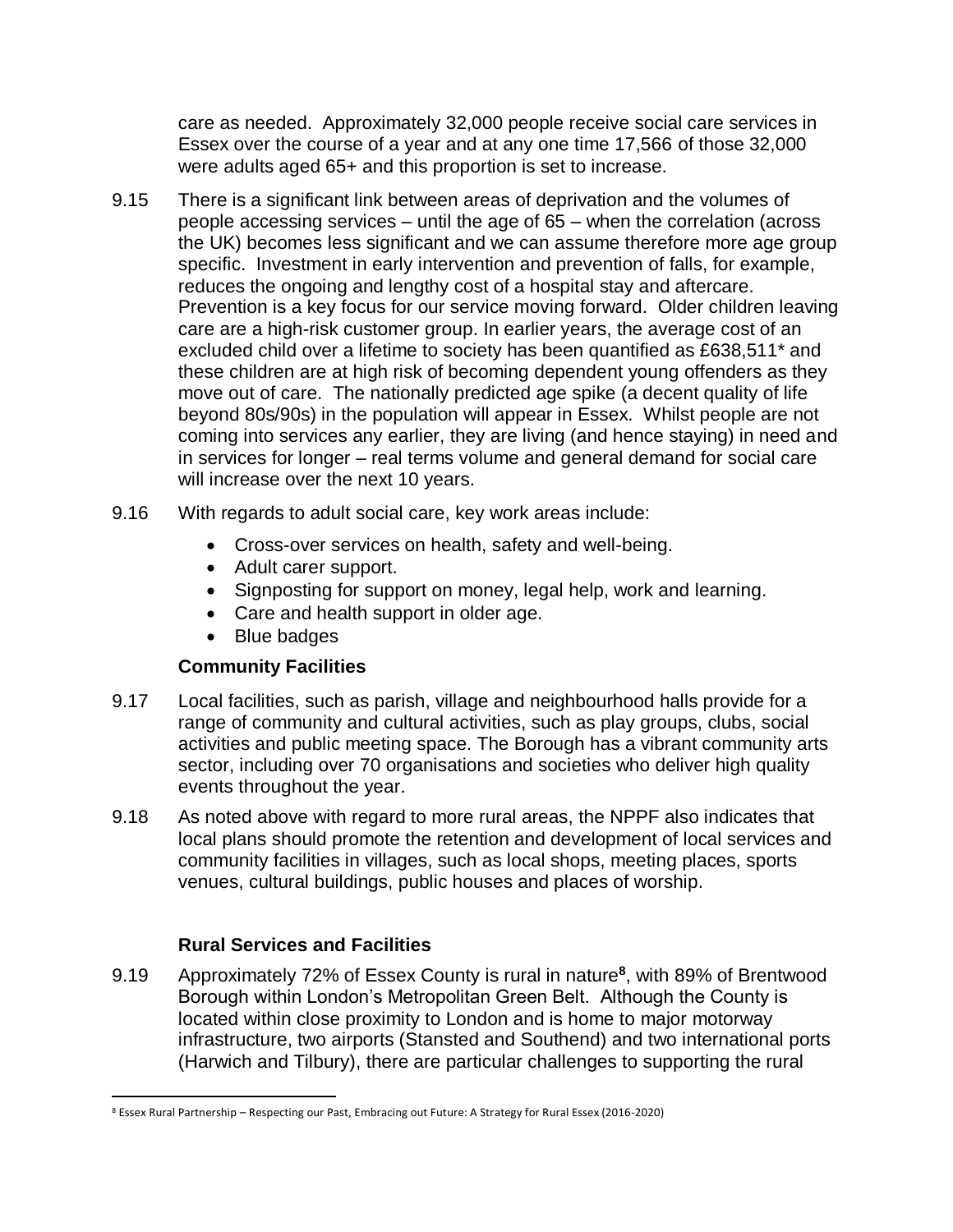care as needed. Approximately 32,000 people receive social care services in Essex over the course of a year and at any one time 17,566 of those 32,000 were adults aged 65+ and this proportion is set to increase.

9.15 There is a significant link between areas of deprivation and the volumes of people accessing services – until the age of 65 – when the correlation (across the UK) becomes less significant and we can assume therefore more age group specific. Investment in early intervention and prevention of falls, for example, reduces the ongoing and lengthy cost of a hospital stay and aftercare. Prevention is a key focus for our service moving forward. Older children leaving care are a high-risk customer group. In earlier years, the average cost of an excluded child over a lifetime to society has been quantified as £638,511* and these children are at high risk of becoming dependent young offenders as they move out of care. The nationally predicted age spike (a decent quality of life beyond 80s/90s) in the population will appear in Essex. Whilst people are not coming into services any earlier, they are living (and hence staying) in need and in services for longer – real terms volume and general demand for social care will increase over the next 10 years.

9.16 With regards to adult social care, key work areas include:

- Cross-over services on health, safety and well-being.
- Adult carer support.
- Signposting for support on money, legal help, work and learning.
- Care and health support in older age.
- Blue badges

### Community Facilities

9.17 Local facilities, such as parish, village and neighbourhood halls provide for a range of community and cultural activities, such as play groups, clubs, social activities and public meeting space. The Borough has a vibrant community arts sector, including over 70 organisations and societies who deliver high quality events throughout the year.

9.18 As noted above with regard to more rural areas, the NPPF also indicates that local plans should promote the retention and development of local services and community facilities in villages, such as local shops, meeting places, sports venues, cultural buildings, public houses and places of worship.

### Rural Services and Facilities

9.19 Approximately 72% of Essex County is rural in nature[8], with 89% of Brentwood Borough within London's Metropolitan Green Belt. Although the County is located within close proximity to London and is home to major motorway infrastructure, two airports (Stansted and Southend) and two international ports (Harwich and Tilbury), there are particular challenges to supporting the rural

[8] Essex Rural Partnership – Respecting our Past, Embracing out Future: A Strategy for Rural Essex (2016-2020)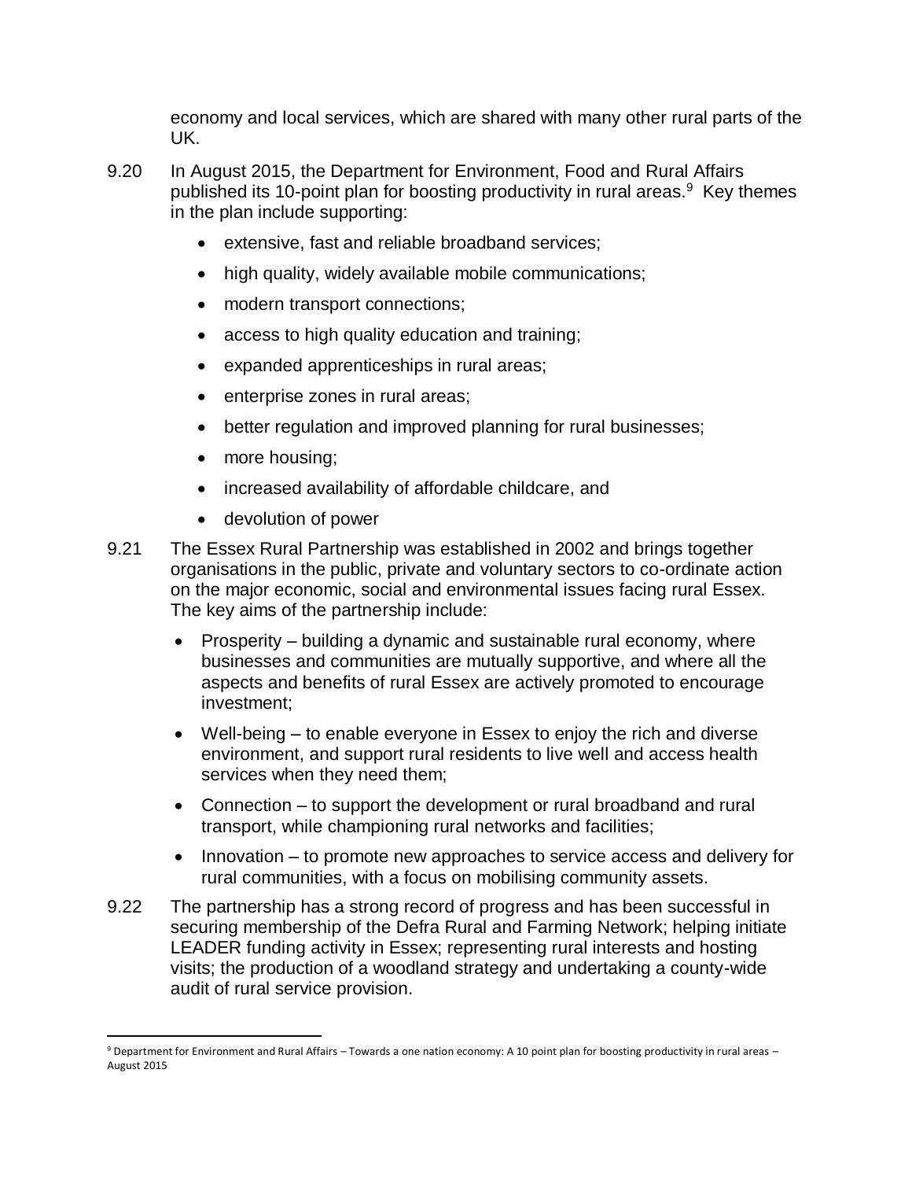economy and local services, which are shared with many other rural parts of the UK.

9.20 In August 2015, the Department for Environment, Food and Rural Affairs published its 10-point plan for boosting productivity in rural areas.[9] Key themes in the plan include supporting:

- extensive, fast and reliable broadband services;
- high quality, widely available mobile communications;
- modern transport connections;
- access to high quality education and training;
- expanded apprenticeships in rural areas;
- enterprise zones in rural areas;
- better regulation and improved planning for rural businesses;
- more housing;
- increased availability of affordable childcare, and
- devolution of power

9.21 The Essex Rural Partnership was established in 2002 and brings together organisations in the public, private and voluntary sectors to co-ordinate action on the major economic, social and environmental issues facing rural Essex. The key aims of the partnership include:

- Prosperity – building a dynamic and sustainable rural economy, where businesses and communities are mutually supportive, and where all the aspects and benefits of rural Essex are actively promoted to encourage investment;
- Well-being – to enable everyone in Essex to enjoy the rich and diverse environment, and support rural residents to live well and access health services when they need them;
- Connection – to support the development or rural broadband and rural transport, while championing rural networks and facilities;
- Innovation – to promote new approaches to service access and delivery for rural communities, with a focus on mobilising community assets.

9.22 The partnership has a strong record of progress and has been successful in securing membership of the Defra Rural and Farming Network; helping initiate LEADER funding activity in Essex; representing rural interests and hosting visits; the production of a woodland strategy and undertaking a county-wide audit of rural service provision.

[9] Department for Environment and Rural Affairs – Towards a one nation economy: A 10 point plan for boosting productivity in rural areas – August 2015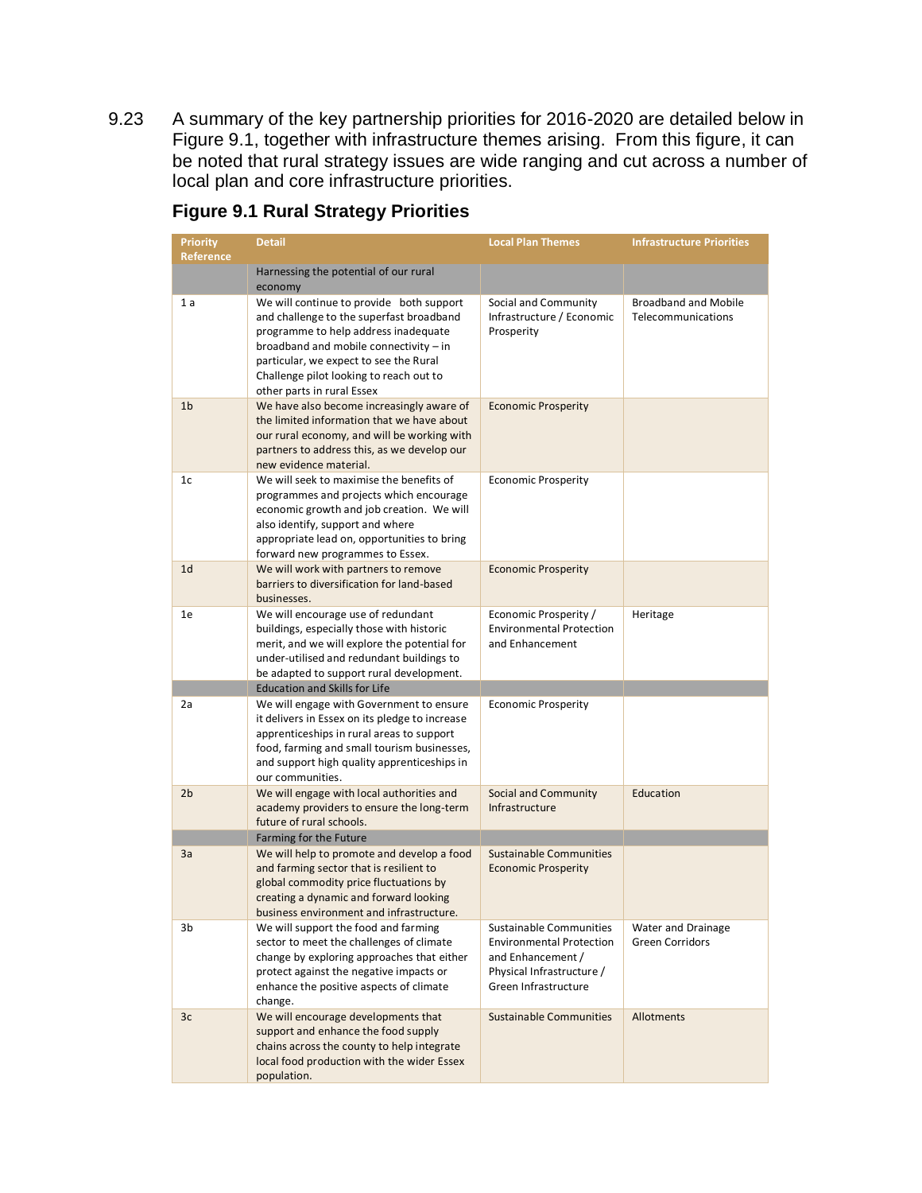9.23 A summary of the key partnership priorities for 2016-2020 are detailed below in Figure 9.1, together with infrastructure themes arising. From this figure, it can be noted that rural strategy issues are wide ranging and cut across a number of local plan and core infrastructure priorities.

### Figure 9.1 Rural Strategy Priorities

| Priority Reference | Detail | Local Plan Themes | Infrastructure Priorities |
|---|---|---|---|
| | Harnessing the potential of our rural economy | | |
| 1 a | We will continue to provide both support and challenge to the superfast broadband programme to help address inadequate broadband and mobile connectivity – in particular, we expect to see the Rural Challenge pilot looking to reach out to other parts in rural Essex | Social and Community Infrastructure / Economic Prosperity | Broadband and Mobile Telecommunications |
| 1b | We have also become increasingly aware of the limited information that we have about our rural economy, and will be working with partners to address this, as we develop our new evidence material. | Economic Prosperity | |
| 1c | We will seek to maximise the benefits of programmes and projects which encourage economic growth and job creation. We will also identify, support and where appropriate lead on, opportunities to bring forward new programmes to Essex. | Economic Prosperity | |
| 1d | We will work with partners to remove barriers to diversification for land-based businesses. | Economic Prosperity | |
| 1e | We will encourage use of redundant buildings, especially those with historic merit, and we will explore the potential for under-utilised and redundant buildings to be adapted to support rural development. | Economic Prosperity / Environmental Protection and Enhancement | Heritage |
| | Education and Skills for Life | | |
| 2a | We will engage with Government to ensure it delivers in Essex on its pledge to increase apprenticeships in rural areas to support food, farming and small tourism businesses, and support high quality apprenticeships in our communities. | Economic Prosperity | |
| 2b | We will engage with local authorities and academy providers to ensure the long-term future of rural schools. | Social and Community Infrastructure | Education |
| | Farming for the Future | | |
| 3a | We will help to promote and develop a food and farming sector that is resilient to global commodity price fluctuations by creating a dynamic and forward looking business environment and infrastructure. | Sustainable Communities Economic Prosperity | |
| 3b | We will support the food and farming sector to meet the challenges of climate change by exploring approaches that either protect against the negative impacts or enhance the positive aspects of climate change. | Sustainable Communities Environmental Protection and Enhancement / Physical Infrastructure / Green Infrastructure | Water and Drainage Green Corridors |
| 3c | We will encourage developments that support and enhance the food supply chains across the county to help integrate local food production with the wider Essex population. | Sustainable Communities | Allotments |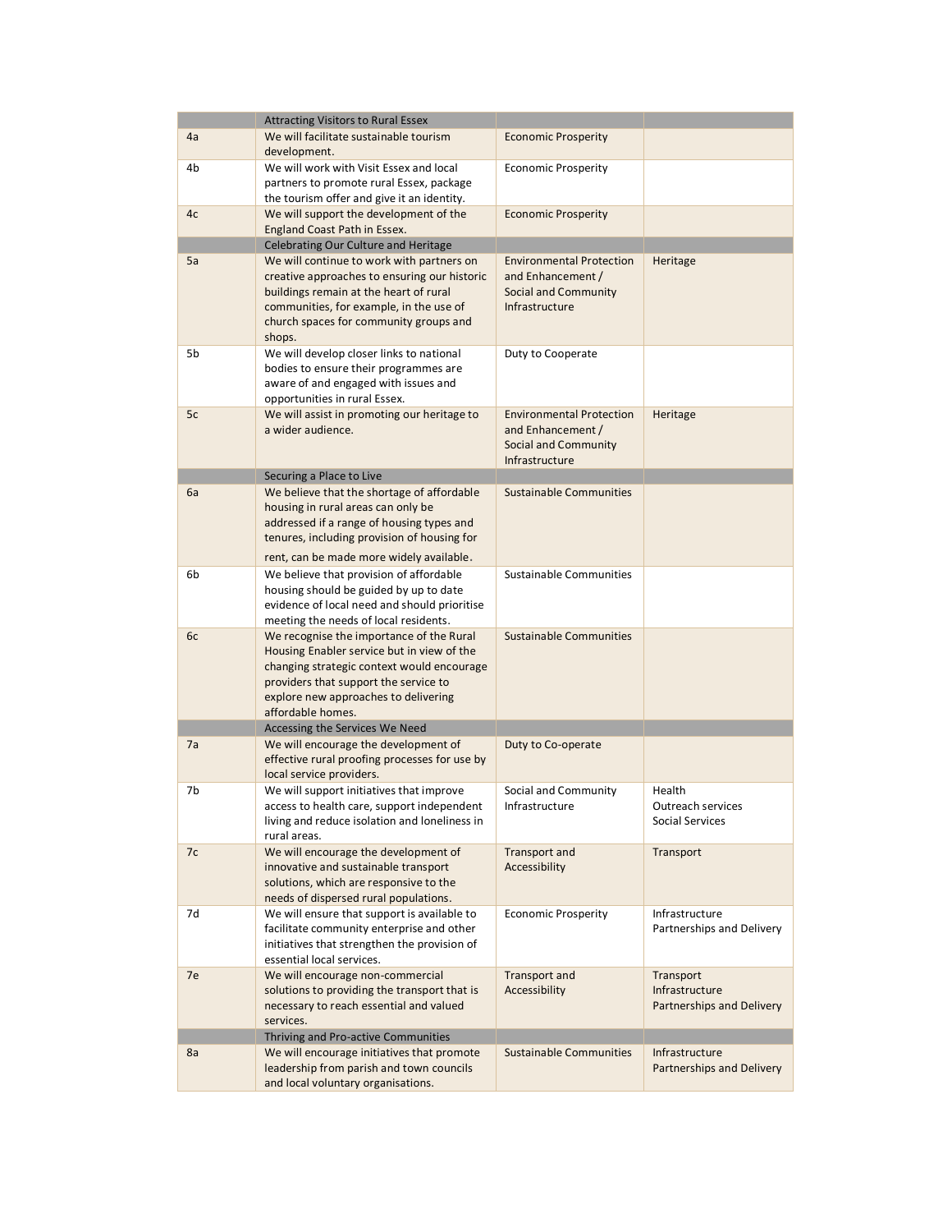| | Attracting Visitors to Rural Essex | | |
|---|---|---|---|
| 4a | We will facilitate sustainable tourism development. | Economic Prosperity | |
| 4b | We will work with Visit Essex and local partners to promote rural Essex, package the tourism offer and give it an identity. | Economic Prosperity | |
| 4c | We will support the development of the England Coast Path in Essex. | Economic Prosperity | |
| | Celebrating Our Culture and Heritage | | |
| 5a | We will continue to work with partners on creative approaches to ensuring our historic buildings remain at the heart of rural communities, for example, in the use of church spaces for community groups and shops. | Environmental Protection and Enhancement / Social and Community Infrastructure | Heritage |
| 5b | We will develop closer links to national bodies to ensure their programmes are aware of and engaged with issues and opportunities in rural Essex. | Duty to Cooperate | |
| 5c | We will assist in promoting our heritage to a wider audience. | Environmental Protection and Enhancement / Social and Community Infrastructure | Heritage |
| | Securing a Place to Live | | |
| 6a | We believe that the shortage of affordable housing in rural areas can only be addressed if a range of housing types and tenures, including provision of housing for rent, can be made more widely available. | Sustainable Communities | |
| 6b | We believe that provision of affordable housing should be guided by up to date evidence of local need and should prioritise meeting the needs of local residents. | Sustainable Communities | |
| 6c | We recognise the importance of the Rural Housing Enabler service but in view of the changing strategic context would encourage providers that support the service to explore new approaches to delivering affordable homes. | Sustainable Communities | |
| | Accessing the Services We Need | | |
| 7a | We will encourage the development of effective rural proofing processes for use by local service providers. | Duty to Co-operate | |
| 7b | We will support initiatives that improve access to health care, support independent living and reduce isolation and loneliness in rural areas. | Social and Community Infrastructure | Health<br>Outreach services<br>Social Services |
| 7c | We will encourage the development of innovative and sustainable transport solutions, which are responsive to the needs of dispersed rural populations. | Transport and Accessibility | Transport |
| 7d | We will ensure that support is available to facilitate community enterprise and other initiatives that strengthen the provision of essential local services. | Economic Prosperity | Infrastructure<br>Partnerships and Delivery |
| 7e | We will encourage non-commercial solutions to providing the transport that is necessary to reach essential and valued services. | Transport and Accessibility | Transport<br>Infrastructure<br>Partnerships and Delivery |
| | Thriving and Pro-active Communities | | |
| 8a | We will encourage initiatives that promote leadership from parish and town councils and local voluntary organisations. | Sustainable Communities | Infrastructure<br>Partnerships and Delivery |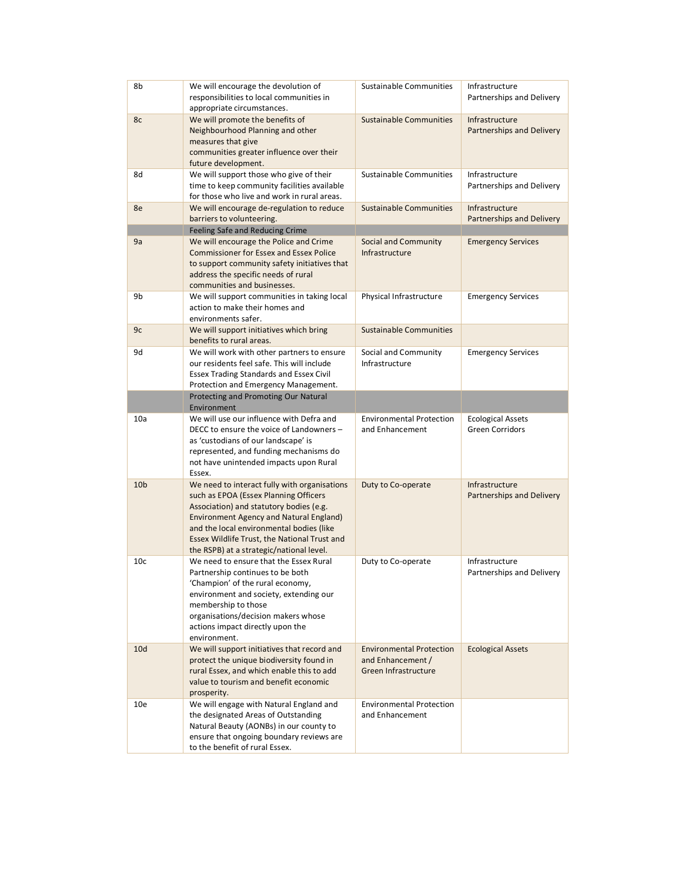| 8b | We will encourage the devolution of responsibilities to local communities in appropriate circumstances. | Sustainable Communities | Infrastructure Partnerships and Delivery |
|---|---|---|---|
| 8c | We will promote the benefits of Neighbourhood Planning and other measures that give communities greater influence over their future development. | Sustainable Communities | Infrastructure Partnerships and Delivery |
| 8d | We will support those who give of their time to keep community facilities available for those who live and work in rural areas. | Sustainable Communities | Infrastructure Partnerships and Delivery |
| 8e | We will encourage de-regulation to reduce barriers to volunteering. | Sustainable Communities | Infrastructure Partnerships and Delivery |
| | Feeling Safe and Reducing Crime | | |
| 9a | We will encourage the Police and Crime Commissioner for Essex and Essex Police to support community safety initiatives that address the specific needs of rural communities and businesses. | Social and Community Infrastructure | Emergency Services |
| 9b | We will support communities in taking local action to make their homes and environments safer. | Physical Infrastructure | Emergency Services |
| 9c | We will support initiatives which bring benefits to rural areas. | Sustainable Communities | |
| 9d | We will work with other partners to ensure our residents feel safe. This will include Essex Trading Standards and Essex Civil Protection and Emergency Management. | Social and Community Infrastructure | Emergency Services |
| | Protecting and Promoting Our Natural Environment | | |
| 10a | We will use our influence with Defra and DECC to ensure the voice of Landowners – as 'custodians of our landscape' is represented, and funding mechanisms do not have unintended impacts upon Rural Essex. | Environmental Protection and Enhancement | Ecological Assets Green Corridors |
| 10b | We need to interact fully with organisations such as EPOA (Essex Planning Officers Association) and statutory bodies (e.g. Environment Agency and Natural England) and the local environmental bodies (like Essex Wildlife Trust, the National Trust and the RSPB) at a strategic/national level. | Duty to Co-operate | Infrastructure Partnerships and Delivery |
| 10c | We need to ensure that the Essex Rural Partnership continues to be both 'Champion' of the rural economy, environment and society, extending our membership to those organisations/decision makers whose actions impact directly upon the environment. | Duty to Co-operate | Infrastructure Partnerships and Delivery |
| 10d | We will support initiatives that record and protect the unique biodiversity found in rural Essex, and which enable this to add value to tourism and benefit economic prosperity. | Environmental Protection and Enhancement / Green Infrastructure | Ecological Assets |
| 10e | We will engage with Natural England and the designated Areas of Outstanding Natural Beauty (AONBs) in our county to ensure that ongoing boundary reviews are to the benefit of rural Essex. | Environmental Protection and Enhancement | |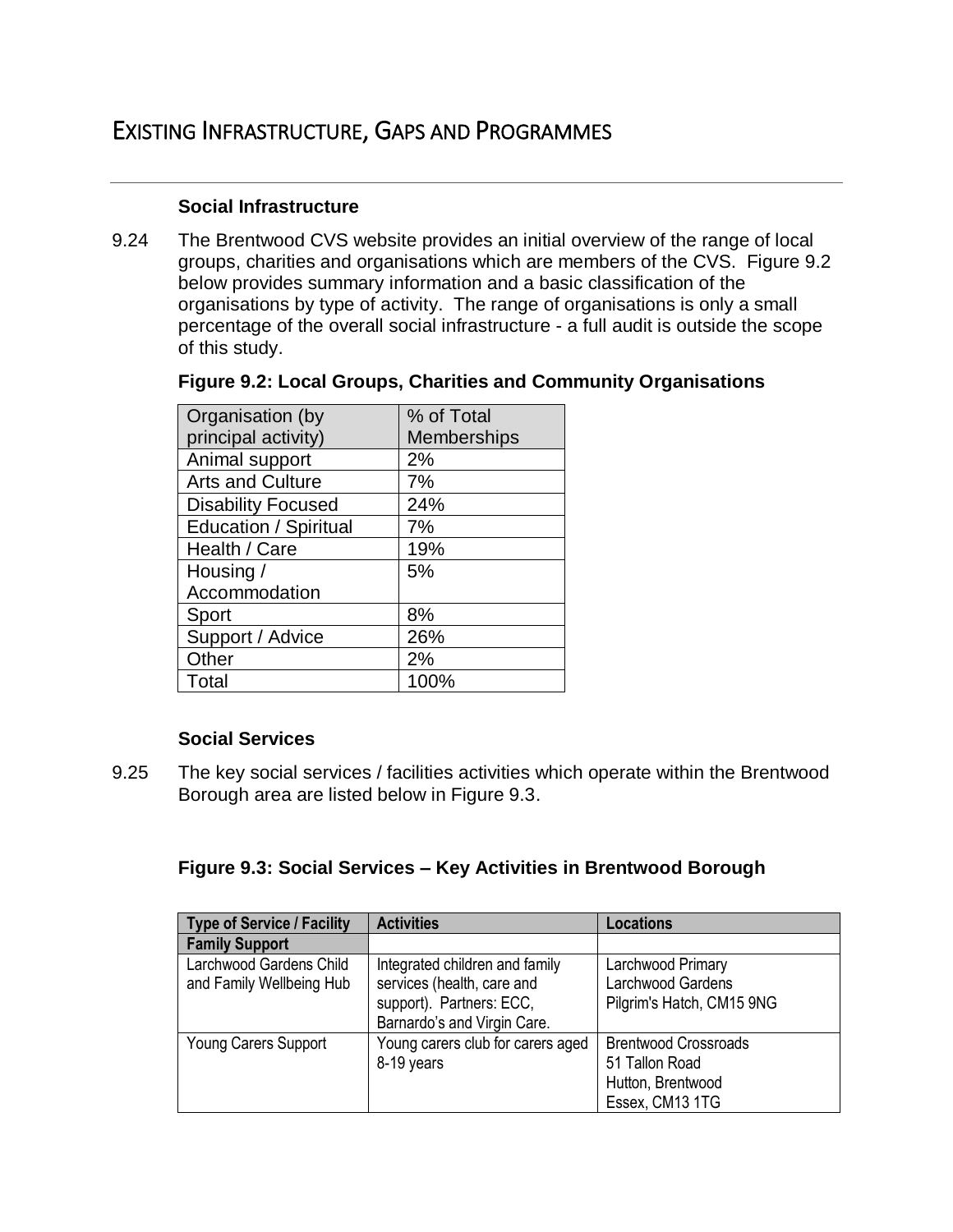## Existing Infrastructure, Gaps and Programmes

### Social Infrastructure

9.24 The Brentwood CVS website provides an initial overview of the range of local groups, charities and organisations which are members of the CVS. Figure 9.2 below provides summary information and a basic classification of the organisations by type of activity. The range of organisations is only a small percentage of the overall social infrastructure - a full audit is outside the scope of this study.

**Figure 9.2: Local Groups, Charities and Community Organisations**

| Organisation (by principal activity) | % of Total Memberships |
|---|---|
| Animal support | 2% |
| Arts and Culture | 7% |
| Disability Focused | 24% |
| Education / Spiritual | 7% |
| Health / Care | 19% |
| Housing / Accommodation | 5% |
| Sport | 8% |
| Support / Advice | 26% |
| Other | 2% |
| Total | 100% |

### Social Services

9.25 The key social services / facilities activities which operate within the Brentwood Borough area are listed below in Figure 9.3.

**Figure 9.3: Social Services – Key Activities in Brentwood Borough**

| Type of Service / Facility | Activities | Locations |
|---|---|---|
| **Family Support** | | |
| Larchwood Gardens Child and Family Wellbeing Hub | Integrated children and family services (health, care and support). Partners: ECC, Barnardo's and Virgin Care. | Larchwood Primary<br>Larchwood Gardens<br>Pilgrim's Hatch, CM15 9NG |
| Young Carers Support | Young carers club for carers aged 8-19 years | Brentwood Crossroads<br>51 Tallon Road<br>Hutton, Brentwood<br>Essex, CM13 1TG |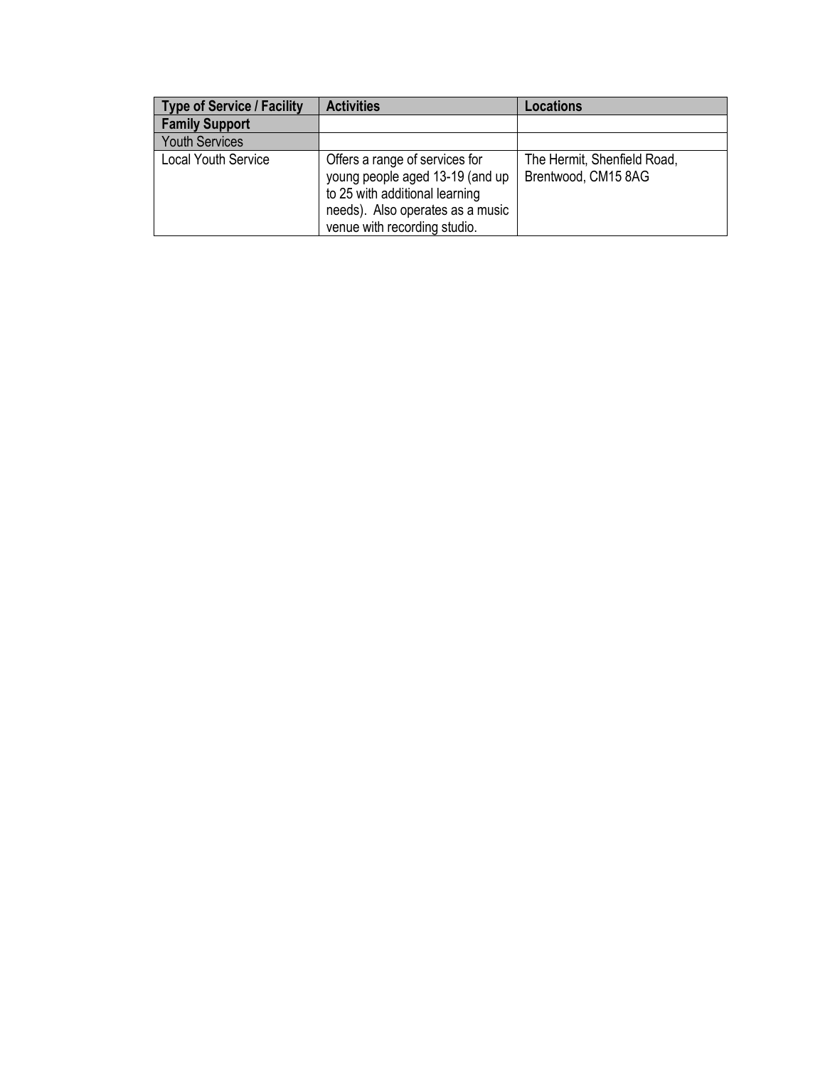| Type of Service / Facility | Activities | Locations |
|---|---|---|
| **Family Support** | | |
| Youth Services | | |
| Local Youth Service | Offers a range of services for young people aged 13-19 (and up to 25 with additional learning needs). Also operates as a music venue with recording studio. | The Hermit, Shenfield Road, Brentwood, CM15 8AG |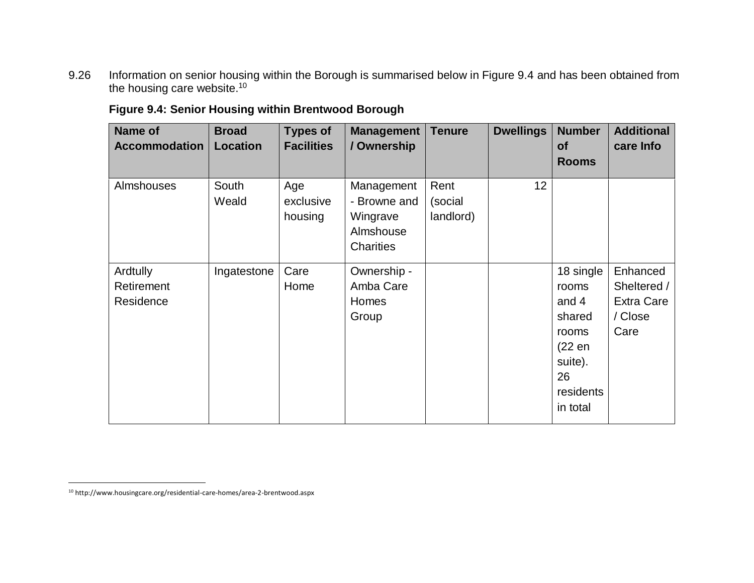9.26 Information on senior housing within the Borough is summarised below in Figure 9.4 and has been obtained from the housing care website.[10]

**Figure 9.4: Senior Housing within Brentwood Borough**

| Name of Accommodation | Broad Location | Types of Facilities | Management / Ownership | Tenure | Dwellings | Number of Rooms | Additional care Info |
|---|---|---|---|---|---|---|---|
| Almshouses | South Weald | Age exclusive housing | Management - Browne and Wingrave Almshouse Charities | Rent (social landlord) | 12 | | |
| Ardtully Retirement Residence | Ingatestone | Care Home | Ownership - Amba Care Homes Group | | | 18 single rooms and 4 shared rooms (22 en suite). 26 residents in total | Enhanced Sheltered / Extra Care / Close Care |

[10] http://www.housingcare.org/residential-care-homes/area-2-brentwood.aspx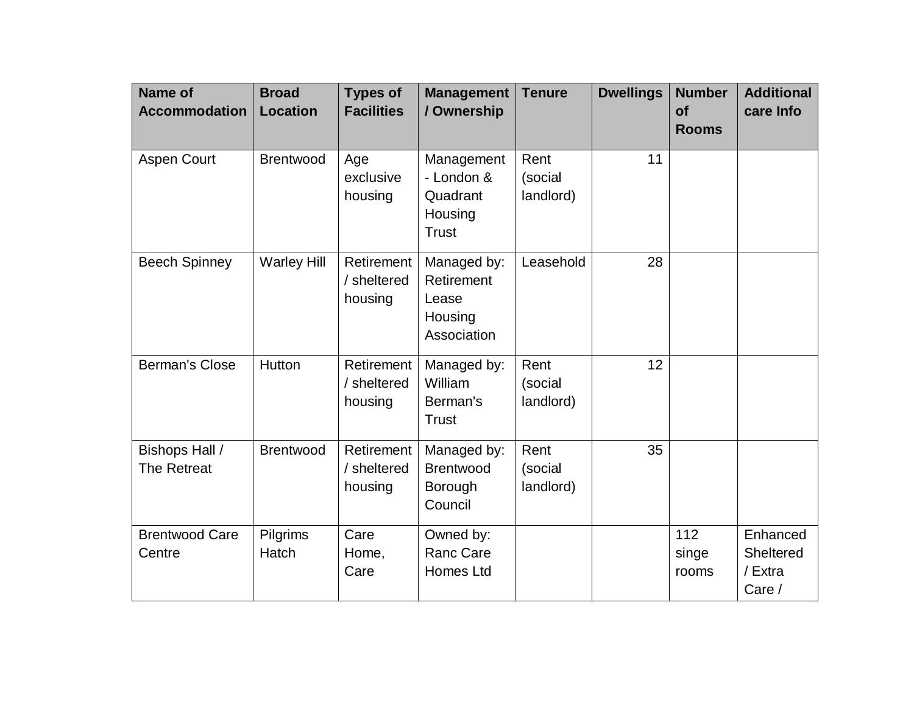| Name of Accommodation | Broad Location | Types of Facilities | Management / Ownership | Tenure | Dwellings | Number of Rooms | Additional care Info |
|---|---|---|---|---|---|---|---|
| Aspen Court | Brentwood | Age exclusive housing | Management - London & Quadrant Housing Trust | Rent (social landlord) | 11 | | |
| Beech Spinney | Warley Hill | Retirement / sheltered housing | Managed by: Retirement Lease Housing Association | Leasehold | 28 | | |
| Berman's Close | Hutton | Retirement / sheltered housing | Managed by: William Berman's Trust | Rent (social landlord) | 12 | | |
| Bishops Hall / The Retreat | Brentwood | Retirement / sheltered housing | Managed by: Brentwood Borough Council | Rent (social landlord) | 35 | | |
| Brentwood Care Centre | Pilgrims Hatch | Care Home, Care | Owned by: Ranc Care Homes Ltd | | | 112 singe rooms | Enhanced Sheltered / Extra Care / |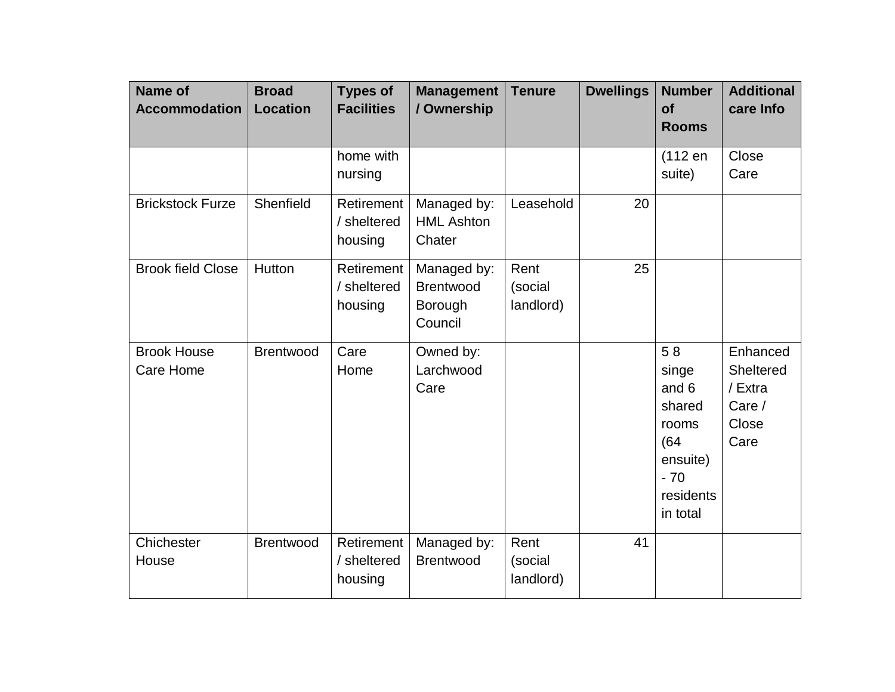| Name of Accommodation | Broad Location | Types of Facilities | Management / Ownership | Tenure | Dwellings | Number of Rooms | Additional care Info |
|---|---|---|---|---|---|---|---|
| | | home with nursing | | | | (112 en suite) | Close Care |
| Brickstock Furze | Shenfield | Retirement / sheltered housing | Managed by: HML Ashton Chater | Leasehold | 20 | | |
| Brook field Close | Hutton | Retirement / sheltered housing | Managed by: Brentwood Borough Council | Rent (social landlord) | 25 | | |
| Brook House Care Home | Brentwood | Care Home | Owned by: Larchwood Care | | | 5 8 singe and 6 shared rooms (64 ensuite) - 70 residents in total | Enhanced Sheltered / Extra Care / Close Care |
| Chichester House | Brentwood | Retirement / sheltered housing | Managed by: Brentwood | Rent (social landlord) | 41 | | |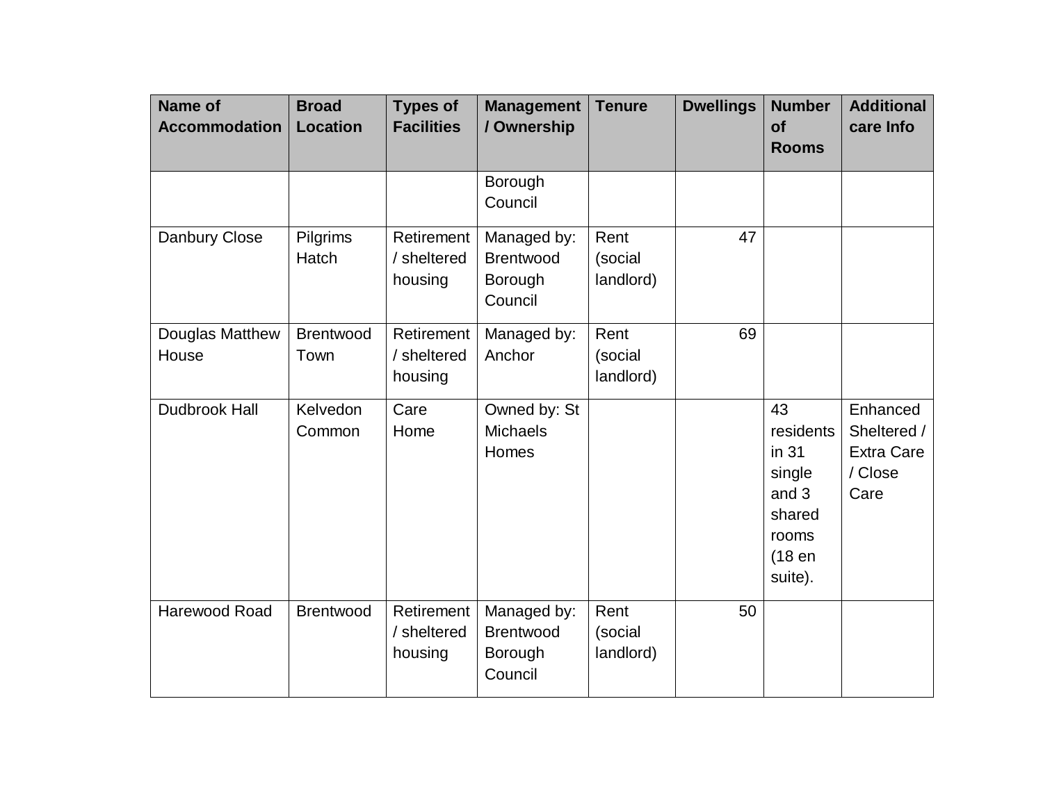| Name of Accommodation | Broad Location | Types of Facilities | Management / Ownership | Tenure | Dwellings | Number of Rooms | Additional care Info |
|---|---|---|---|---|---|---|---|
| | | | Borough Council | | | | |
| Danbury Close | Pilgrims Hatch | Retirement / sheltered housing | Managed by: Brentwood Borough Council | Rent (social landlord) | 47 | | |
| Douglas Matthew House | Brentwood Town | Retirement / sheltered housing | Managed by: Anchor | Rent (social landlord) | 69 | | |
| Dudbrook Hall | Kelvedon Common | Care Home | Owned by: St Michaels Homes | | | 43 residents in 31 single and 3 shared rooms (18 en suite). | Enhanced Sheltered / Extra Care / Close Care |
| Harewood Road | Brentwood | Retirement / sheltered housing | Managed by: Brentwood Borough Council | Rent (social landlord) | 50 | | |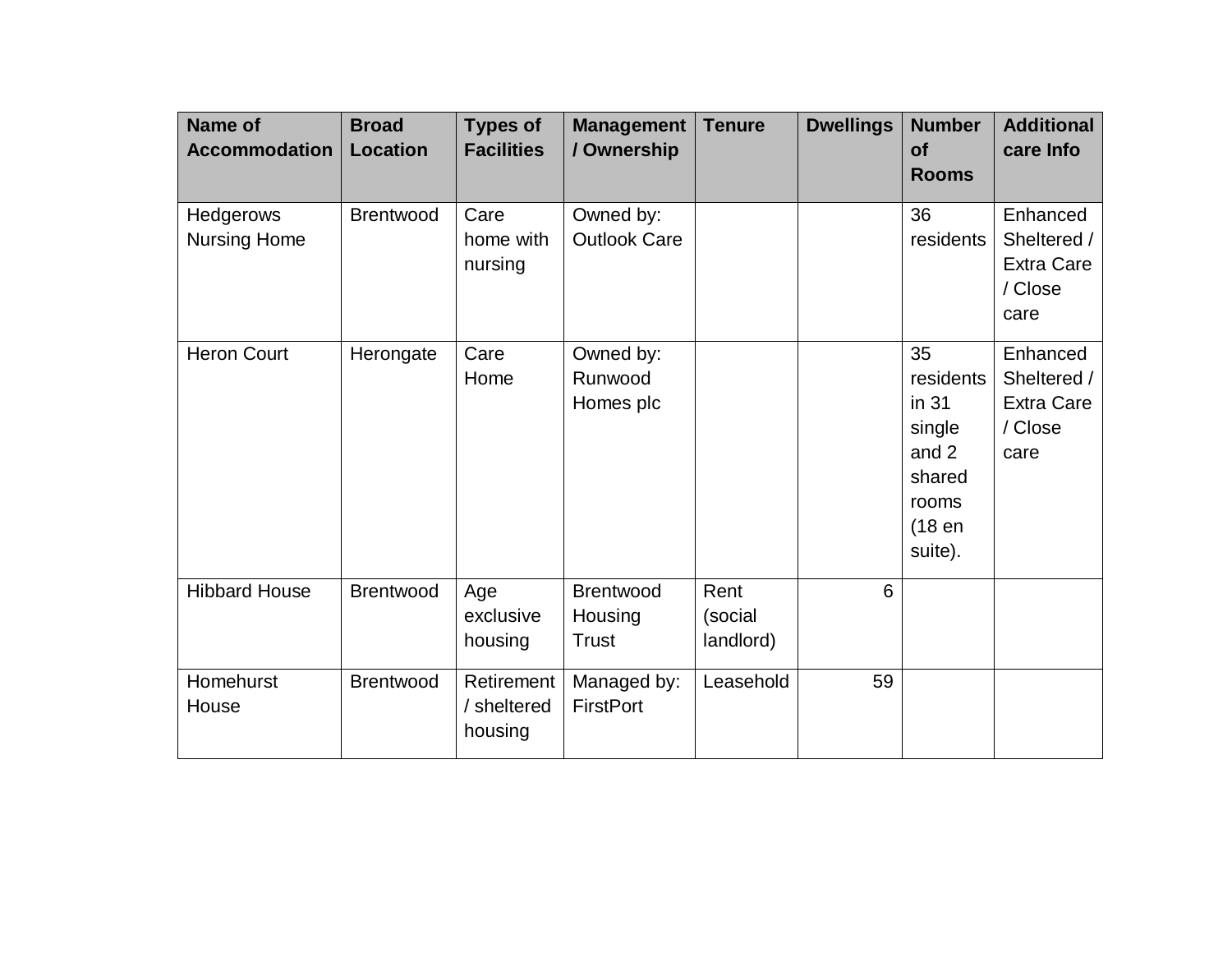| Name of Accommodation | Broad Location | Types of Facilities | Management / Ownership | Tenure | Dwellings | Number of Rooms | Additional care Info |
|---|---|---|---|---|---|---|---|
| Hedgerows Nursing Home | Brentwood | Care home with nursing | Owned by: Outlook Care | | | 36 residents | Enhanced Sheltered / Extra Care / Close care |
| Heron Court | Herongate | Care Home | Owned by: Runwood Homes plc | | | 35 residents in 31 single and 2 shared rooms (18 en suite). | Enhanced Sheltered / Extra Care / Close care |
| Hibbard House | Brentwood | Age exclusive housing | Brentwood Housing Trust | Rent (social landlord) | 6 | | |
| Homehurst House | Brentwood | Retirement / sheltered housing | Managed by: FirstPort | Leasehold | 59 | | |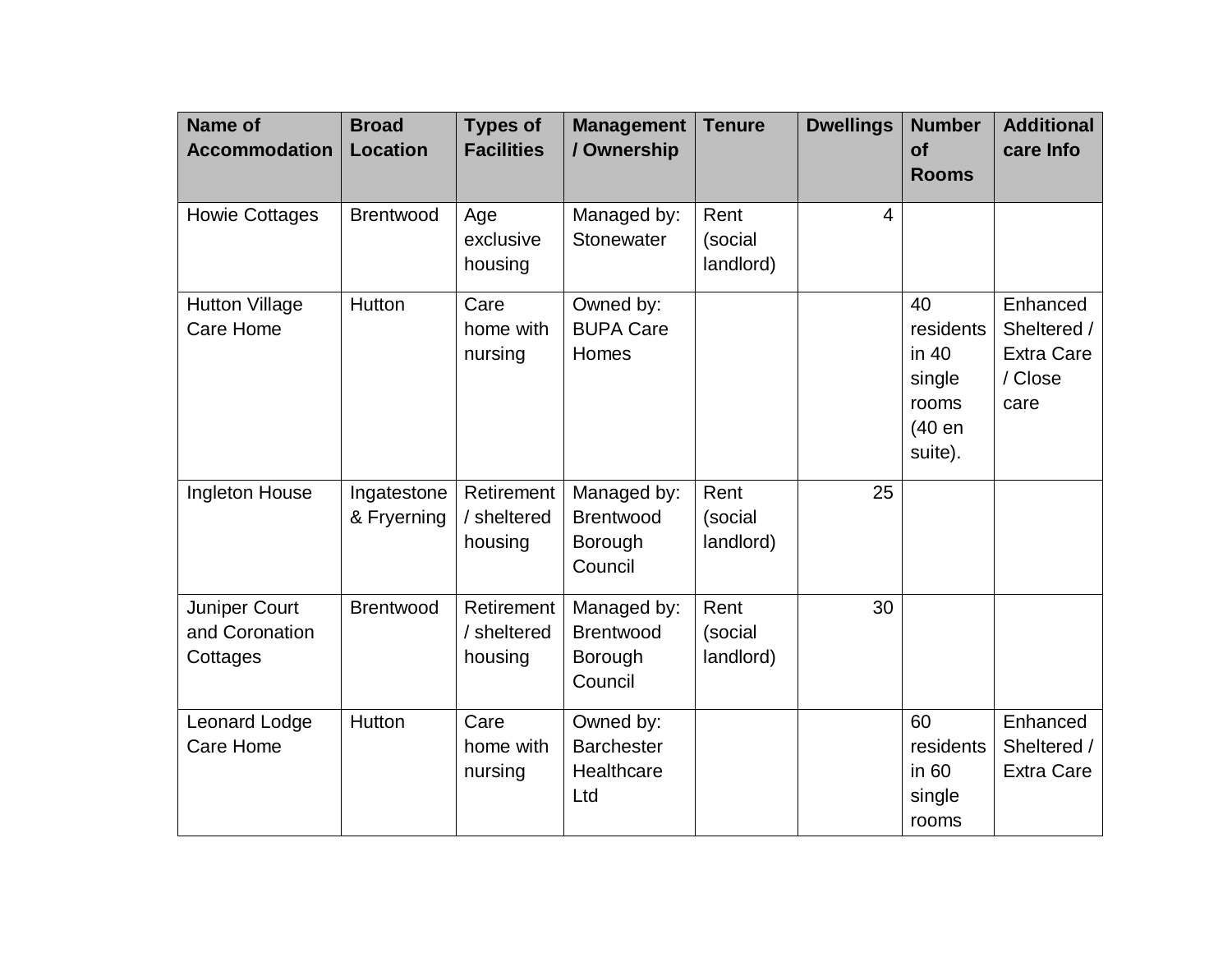| Name of Accommodation | Broad Location | Types of Facilities | Management / Ownership | Tenure | Dwellings | Number of Rooms | Additional care Info |
|---|---|---|---|---|---|---|---|
| Howie Cottages | Brentwood | Age exclusive housing | Managed by: Stonewater | Rent (social landlord) | 4 | | |
| Hutton Village Care Home | Hutton | Care home with nursing | Owned by: BUPA Care Homes | | | 40 residents in 40 single rooms (40 en suite). | Enhanced Sheltered / Extra Care / Close care |
| Ingleton House | Ingatestone & Fryerning | Retirement / sheltered housing | Managed by: Brentwood Borough Council | Rent (social landlord) | 25 | | |
| Juniper Court and Coronation Cottages | Brentwood | Retirement / sheltered housing | Managed by: Brentwood Borough Council | Rent (social landlord) | 30 | | |
| Leonard Lodge Care Home | Hutton | Care home with nursing | Owned by: Barchester Healthcare Ltd | | | 60 residents in 60 single rooms | Enhanced Sheltered / Extra Care |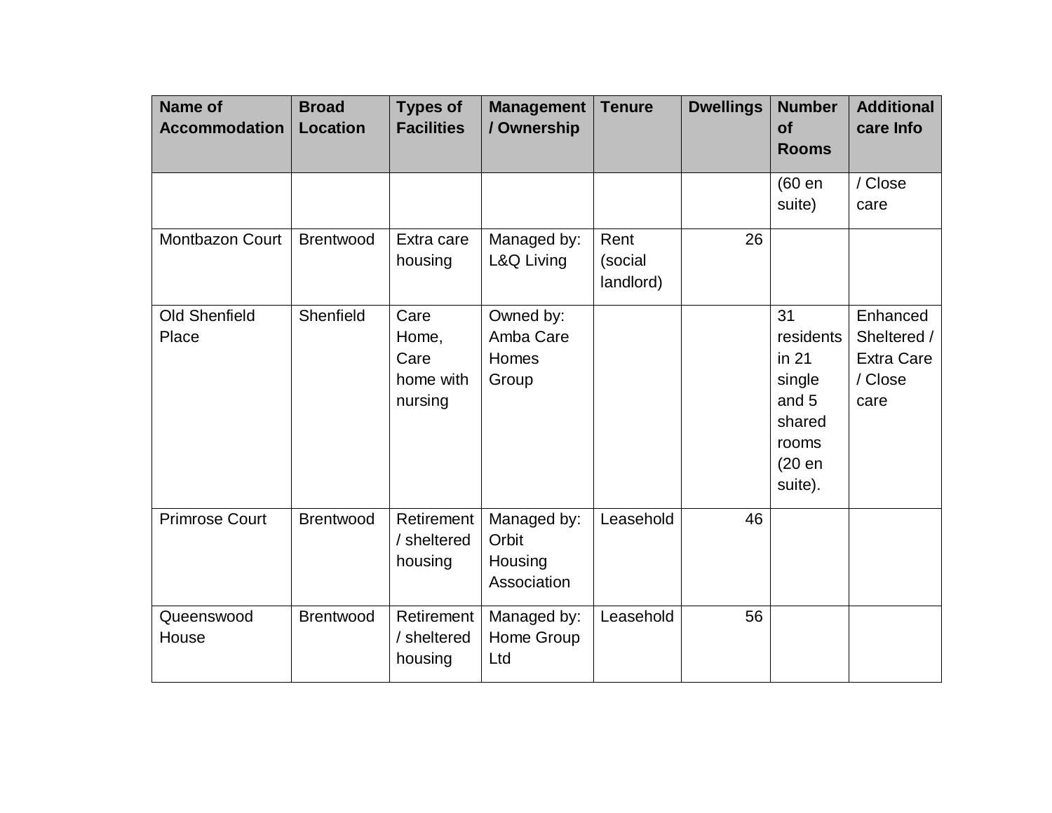| Name of Accommodation | Broad Location | Types of Facilities | Management / Ownership | Tenure | Dwellings | Number of Rooms | Additional care Info |
|---|---|---|---|---|---|---|---|
| | | | | | | (60 en suite) | / Close care |
| Montbazon Court | Brentwood | Extra care housing | Managed by: L&Q Living | Rent (social landlord) | 26 | | |
| Old Shenfield Place | Shenfield | Care Home, Care home with nursing | Owned by: Amba Care Homes Group | | | 31 residents in 21 single and 5 shared rooms (20 en suite). | Enhanced Sheltered / Extra Care / Close care |
| Primrose Court | Brentwood | Retirement / sheltered housing | Managed by: Orbit Housing Association | Leasehold | 46 | | |
| Queenswood House | Brentwood | Retirement / sheltered housing | Managed by: Home Group Ltd | Leasehold | 56 | | |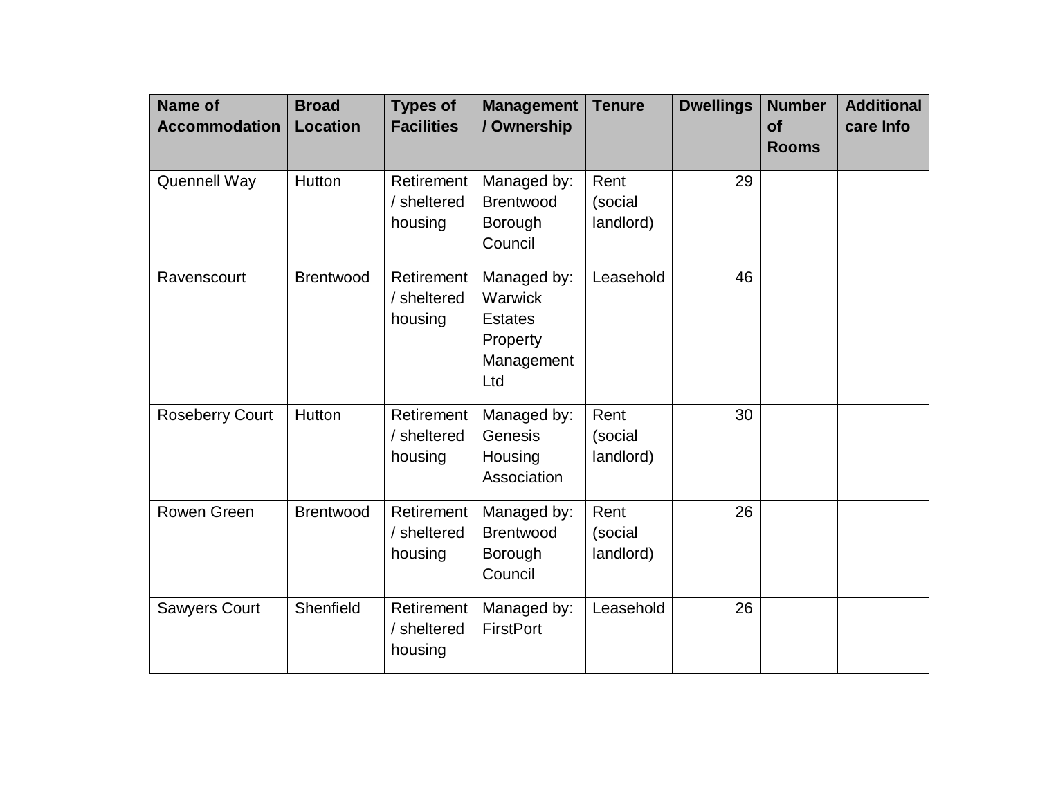| Name of Accommodation | Broad Location | Types of Facilities | Management / Ownership | Tenure | Dwellings | Number of Rooms | Additional care Info |
|---|---|---|---|---|---|---|---|
| Quennell Way | Hutton | Retirement / sheltered housing | Managed by: Brentwood Borough Council | Rent (social landlord) | 29 | | |
| Ravenscourt | Brentwood | Retirement / sheltered housing | Managed by: Warwick Estates Property Management Ltd | Leasehold | 46 | | |
| Roseberry Court | Hutton | Retirement / sheltered housing | Managed by: Genesis Housing Association | Rent (social landlord) | 30 | | |
| Rowen Green | Brentwood | Retirement / sheltered housing | Managed by: Brentwood Borough Council | Rent (social landlord) | 26 | | |
| Sawyers Court | Shenfield | Retirement / sheltered housing | Managed by: FirstPort | Leasehold | 26 | | |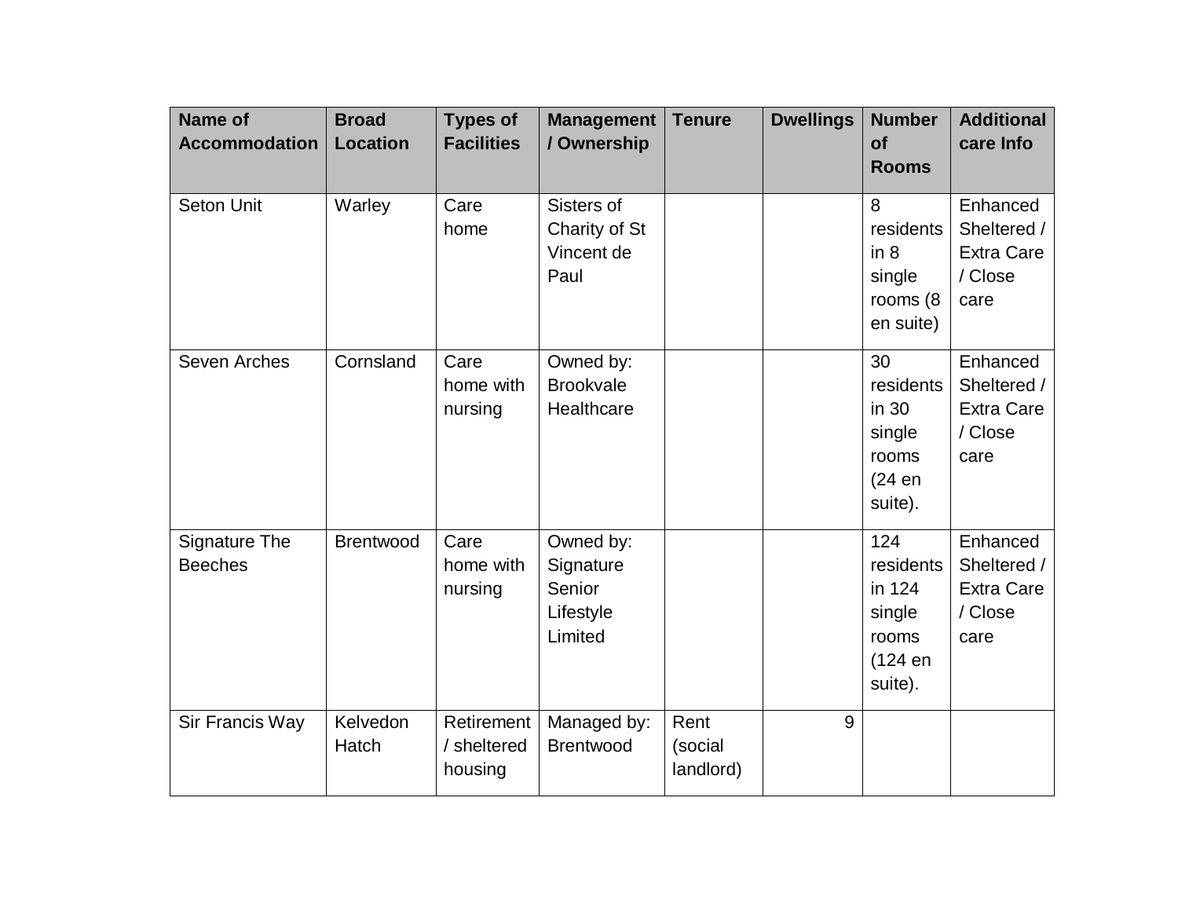| Name of Accommodation | Broad Location | Types of Facilities | Management / Ownership | Tenure | Dwellings | Number of Rooms | Additional care Info |
|---|---|---|---|---|---|---|---|
| Seton Unit | Warley | Care home | Sisters of Charity of St Vincent de Paul | | | 8 residents in 8 single rooms (8 en suite) | Enhanced Sheltered / Extra Care / Close care |
| Seven Arches | Cornsland | Care home with nursing | Owned by: Brookvale Healthcare | | | 30 residents in 30 single rooms (24 en suite). | Enhanced Sheltered / Extra Care / Close care |
| Signature The Beeches | Brentwood | Care home with nursing | Owned by: Signature Senior Lifestyle Limited | | | 124 residents in 124 single rooms (124 en suite). | Enhanced Sheltered / Extra Care / Close care |
| Sir Francis Way | Kelvedon Hatch | Retirement / sheltered housing | Managed by: Brentwood | Rent (social landlord) | 9 | | |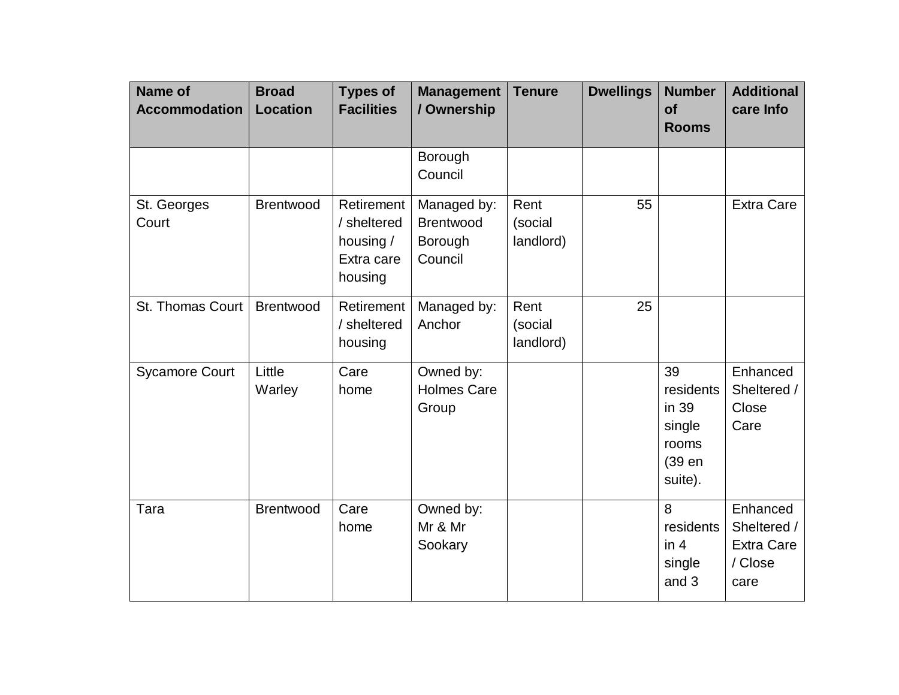| Name of Accommodation | Broad Location | Types of Facilities | Management / Ownership | Tenure | Dwellings | Number of Rooms | Additional care Info |
|---|---|---|---|---|---|---|---|
| | | | Borough Council | | | | |
| St. Georges Court | Brentwood | Retirement / sheltered housing / Extra care housing | Managed by: Brentwood Borough Council | Rent (social landlord) | 55 | | Extra Care |
| St. Thomas Court | Brentwood | Retirement / sheltered housing | Managed by: Anchor | Rent (social landlord) | 25 | | |
| Sycamore Court | Little Warley | Care home | Owned by: Holmes Care Group | | | 39 residents in 39 single rooms (39 en suite). | Enhanced Sheltered / Close Care |
| Tara | Brentwood | Care home | Owned by: Mr & Mr Sookary | | | 8 residents in 4 single and 3 | Enhanced Sheltered / Extra Care / Close care |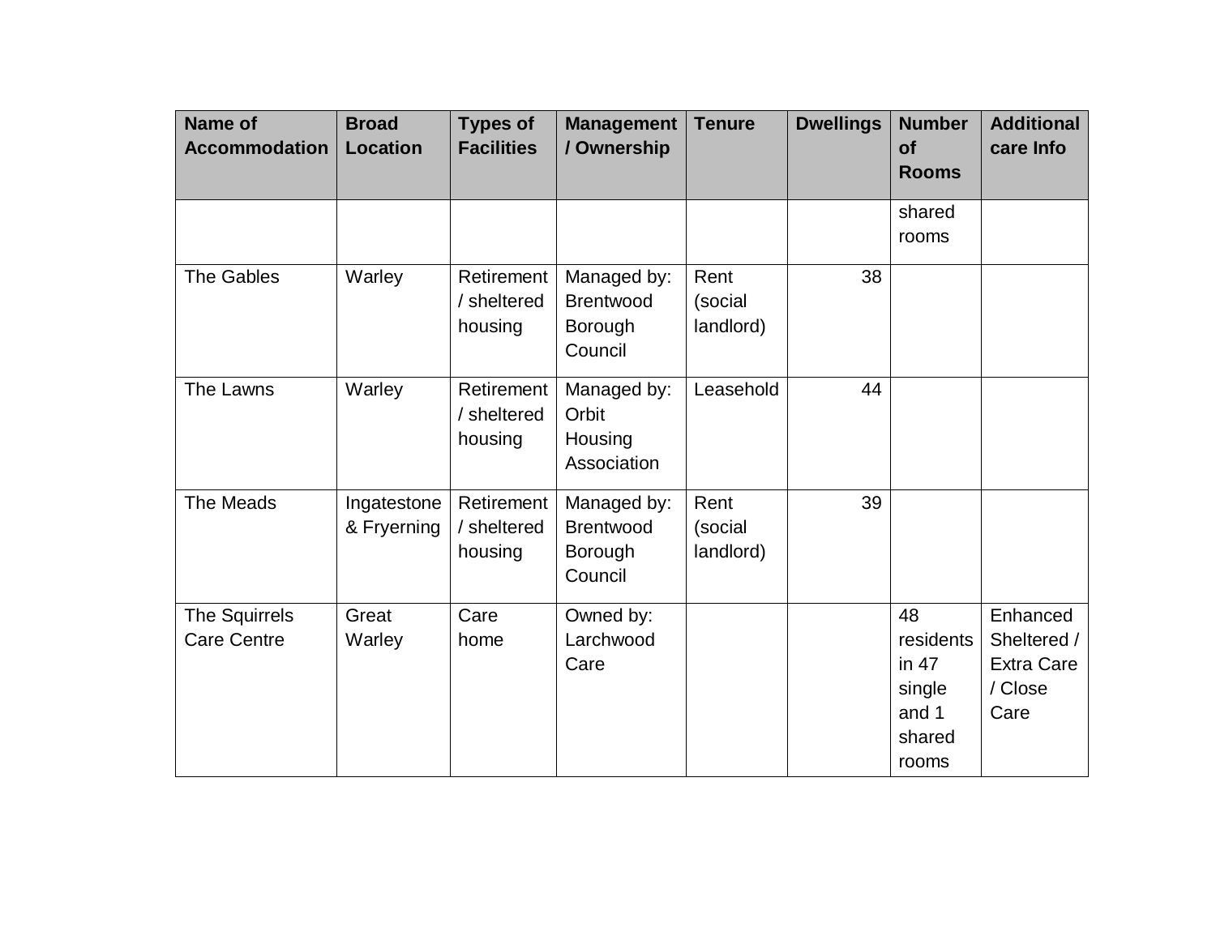| Name of Accommodation | Broad Location | Types of Facilities | Management / Ownership | Tenure | Dwellings | Number of Rooms | Additional care Info |
|---|---|---|---|---|---|---|---|
| | | | | | | shared rooms | |
| The Gables | Warley | Retirement / sheltered housing | Managed by: Brentwood Borough Council | Rent (social landlord) | 38 | | |
| The Lawns | Warley | Retirement / sheltered housing | Managed by: Orbit Housing Association | Leasehold | 44 | | |
| The Meads | Ingatestone & Fryerning | Retirement / sheltered housing | Managed by: Brentwood Borough Council | Rent (social landlord) | 39 | | |
| The Squirrels Care Centre | Great Warley | Care home | Owned by: Larchwood Care | | | 48 residents in 47 single and 1 shared rooms | Enhanced Sheltered / Extra Care / Close Care |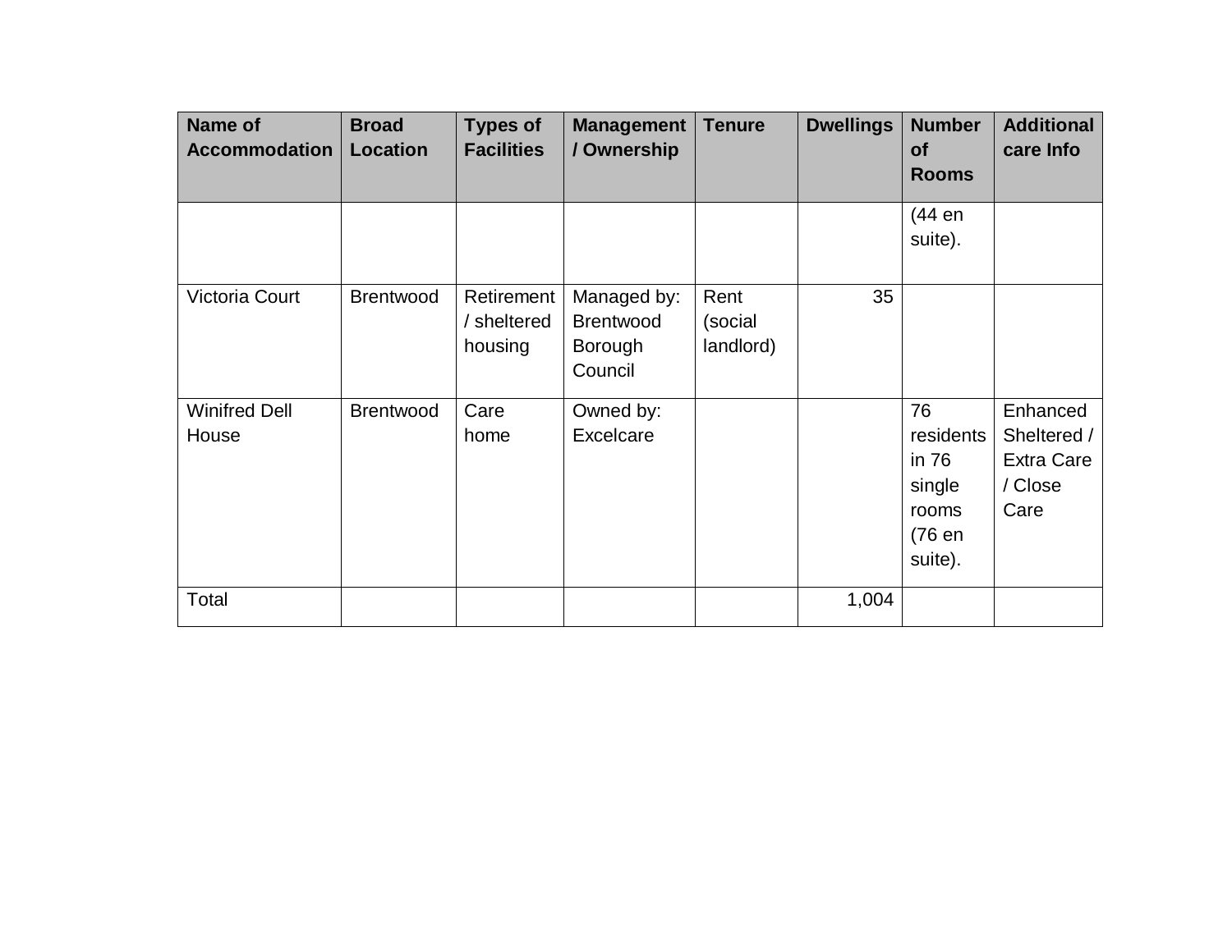| Name of Accommodation | Broad Location | Types of Facilities | Management / Ownership | Tenure | Dwellings | Number of Rooms | Additional care Info |
|---|---|---|---|---|---|---|---|
| | | | | | | (44 en suite). | |
| Victoria Court | Brentwood | Retirement / sheltered housing | Managed by: Brentwood Borough Council | Rent (social landlord) | 35 | | |
| Winifred Dell House | Brentwood | Care home | Owned by: Excelcare | | | 76 residents in 76 single rooms (76 en suite). | Enhanced Sheltered / Extra Care / Close Care |
| Total | | | | | 1,004 | | |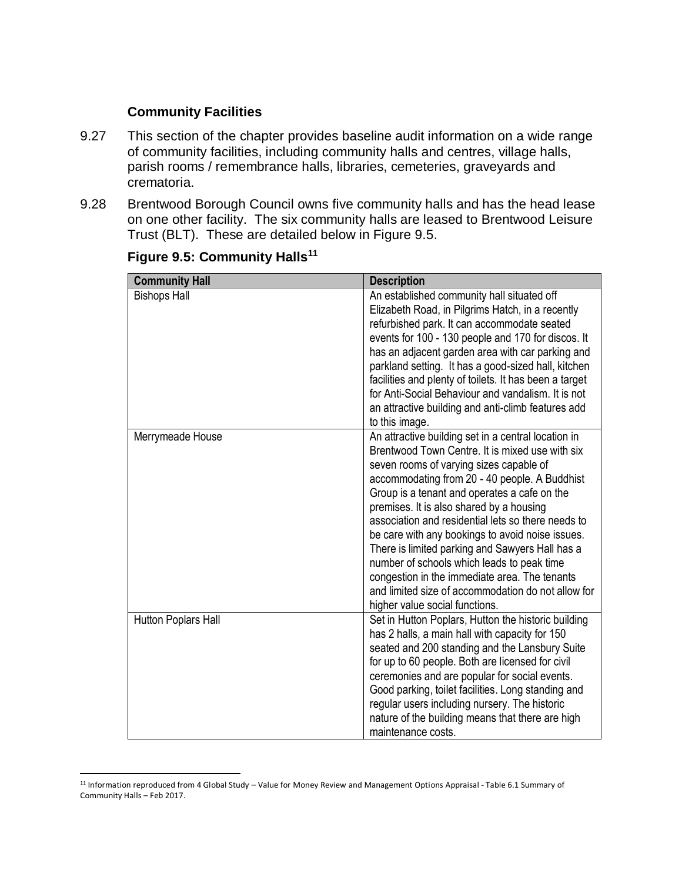### Community Facilities

9.27 This section of the chapter provides baseline audit information on a wide range of community facilities, including community halls and centres, village halls, parish rooms / remembrance halls, libraries, cemeteries, graveyards and crematoria.

9.28 Brentwood Borough Council owns five community halls and has the head lease on one other facility. The six community halls are leased to Brentwood Leisure Trust (BLT). These are detailed below in Figure 9.5.

**Figure 9.5: Community Halls[11]**

| Community Hall | Description |
| --- | --- |
| Bishops Hall | An established community hall situated off Elizabeth Road, in Pilgrims Hatch, in a recently refurbished park. It can accommodate seated events for 100 - 130 people and 170 for discos. It has an adjacent garden area with car parking and parkland setting. It has a good-sized hall, kitchen facilities and plenty of toilets. It has been a target for Anti-Social Behaviour and vandalism. It is not an attractive building and anti-climb features add to this image. |
| Merrymeade House | An attractive building set in a central location in Brentwood Town Centre. It is mixed use with six seven rooms of varying sizes capable of accommodating from 20 - 40 people. A Buddhist Group is a tenant and operates a cafe on the premises. It is also shared by a housing association and residential lets so there needs to be care with any bookings to avoid noise issues. There is limited parking and Sawyers Hall has a number of schools which leads to peak time congestion in the immediate area. The tenants and limited size of accommodation do not allow for higher value social functions. |
| Hutton Poplars Hall | Set in Hutton Poplars, Hutton the historic building has 2 halls, a main hall with capacity for 150 seated and 200 standing and the Lansbury Suite for up to 60 people. Both are licensed for civil ceremonies and are popular for social events. Good parking, toilet facilities. Long standing and regular users including nursery. The historic nature of the building means that there are high maintenance costs. |

[11] Information reproduced from 4 Global Study – Value for Money Review and Management Options Appraisal - Table 6.1 Summary of Community Halls – Feb 2017.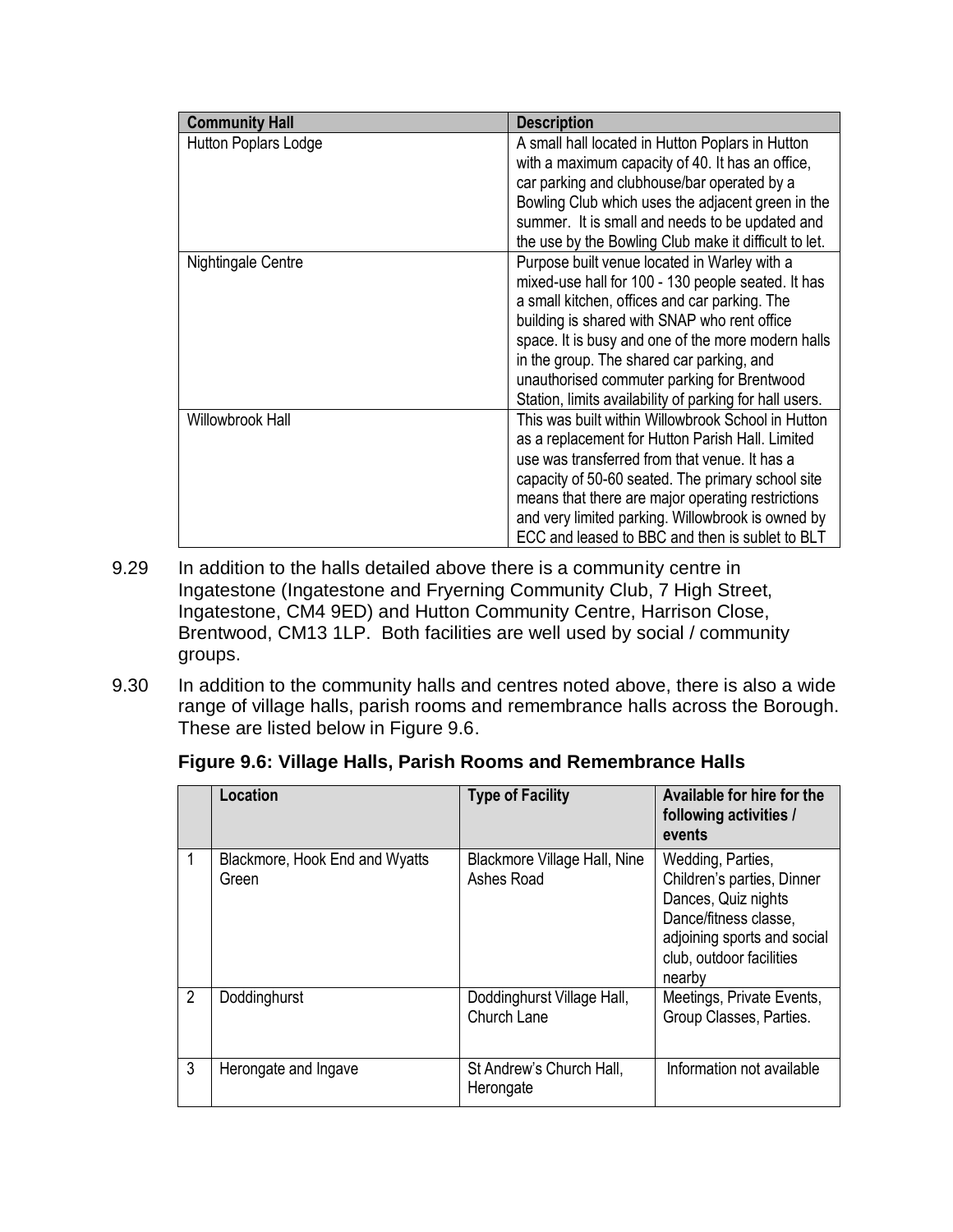| Community Hall | Description |
|---|---|
| Hutton Poplars Lodge | A small hall located in Hutton Poplars in Hutton with a maximum capacity of 40. It has an office, car parking and clubhouse/bar operated by a Bowling Club which uses the adjacent green in the summer. It is small and needs to be updated and the use by the Bowling Club make it difficult to let. |
| Nightingale Centre | Purpose built venue located in Warley with a mixed-use hall for 100 - 130 people seated. It has a small kitchen, offices and car parking. The building is shared with SNAP who rent office space. It is busy and one of the more modern halls in the group. The shared car parking, and unauthorised commuter parking for Brentwood Station, limits availability of parking for hall users. |
| Willowbrook Hall | This was built within Willowbrook School in Hutton as a replacement for Hutton Parish Hall. Limited use was transferred from that venue. It has a capacity of 50-60 seated. The primary school site means that there are major operating restrictions and very limited parking. Willowbrook is owned by ECC and leased to BBC and then is sublet to BLT |

9.29 In addition to the halls detailed above there is a community centre in Ingatestone (Ingatestone and Fryerning Community Club, 7 High Street, Ingatestone, CM4 9ED) and Hutton Community Centre, Harrison Close, Brentwood, CM13 1LP. Both facilities are well used by social / community groups.

9.30 In addition to the community halls and centres noted above, there is also a wide range of village halls, parish rooms and remembrance halls across the Borough. These are listed below in Figure 9.6.

**Figure 9.6: Village Halls, Parish Rooms and Remembrance Halls**

| | Location | Type of Facility | Available for hire for the following activities / events |
|---|---|---|---|
| 1 | Blackmore, Hook End and Wyatts Green | Blackmore Village Hall, Nine Ashes Road | Wedding, Parties, Children's parties, Dinner Dances, Quiz nights Dance/fitness classe, adjoining sports and social club, outdoor facilities nearby |
| 2 | Doddinghurst | Doddinghurst Village Hall, Church Lane | Meetings, Private Events, Group Classes, Parties. |
| 3 | Herongate and Ingave | St Andrew's Church Hall, Herongate | Information not available |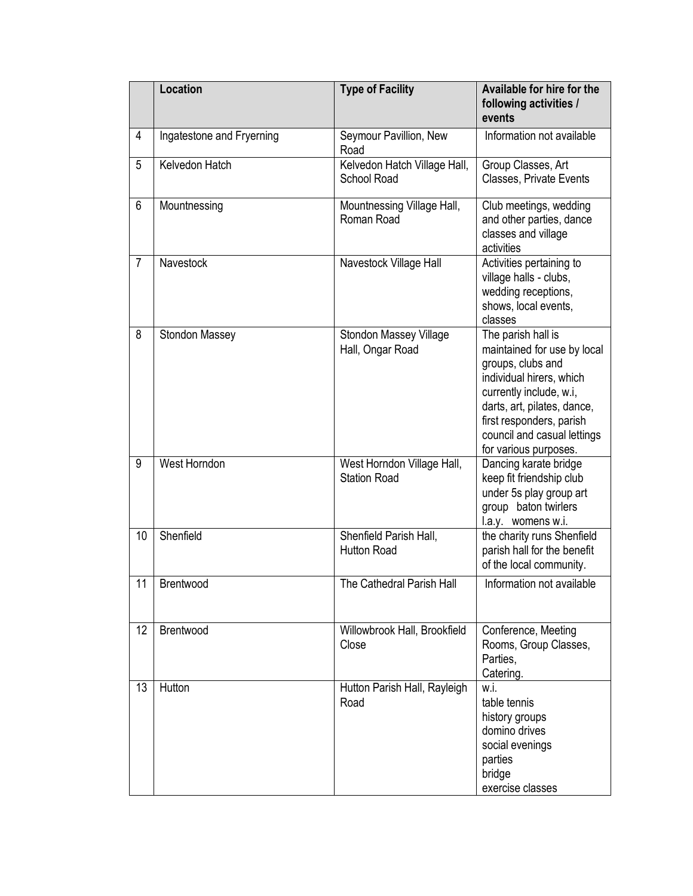| | Location | Type of Facility | Available for hire for the following activities / events |
|---|---|---|---|
| 4 | Ingatestone and Fryerning | Seymour Pavillion, New Road | Information not available |
| 5 | Kelvedon Hatch | Kelvedon Hatch Village Hall, School Road | Group Classes, Art Classes, Private Events |
| 6 | Mountnessing | Mountnessing Village Hall, Roman Road | Club meetings, wedding and other parties, dance classes and village activities |
| 7 | Navestock | Navestock Village Hall | Activities pertaining to village halls - clubs, wedding receptions, shows, local events, classes |
| 8 | Stondon Massey | Stondon Massey Village Hall, Ongar Road | The parish hall is maintained for use by local groups, clubs and individual hirers, which currently include, w.i, darts, art, pilates, dance, first responders, parish council and casual lettings for various purposes. |
| 9 | West Horndon | West Horndon Village Hall, Station Road | Dancing karate bridge keep fit friendship club under 5s play group art group baton twirlers l.a.y. womens w.i. |
| 10 | Shenfield | Shenfield Parish Hall, Hutton Road | the charity runs Shenfield parish hall for the benefit of the local community. |
| 11 | Brentwood | The Cathedral Parish Hall | Information not available |
| 12 | Brentwood | Willowbrook Hall, Brookfield Close | Conference, Meeting Rooms, Group Classes, Parties, Catering. |
| 13 | Hutton | Hutton Parish Hall, Rayleigh Road | w.i. table tennis history groups domino drives social evenings parties bridge exercise classes |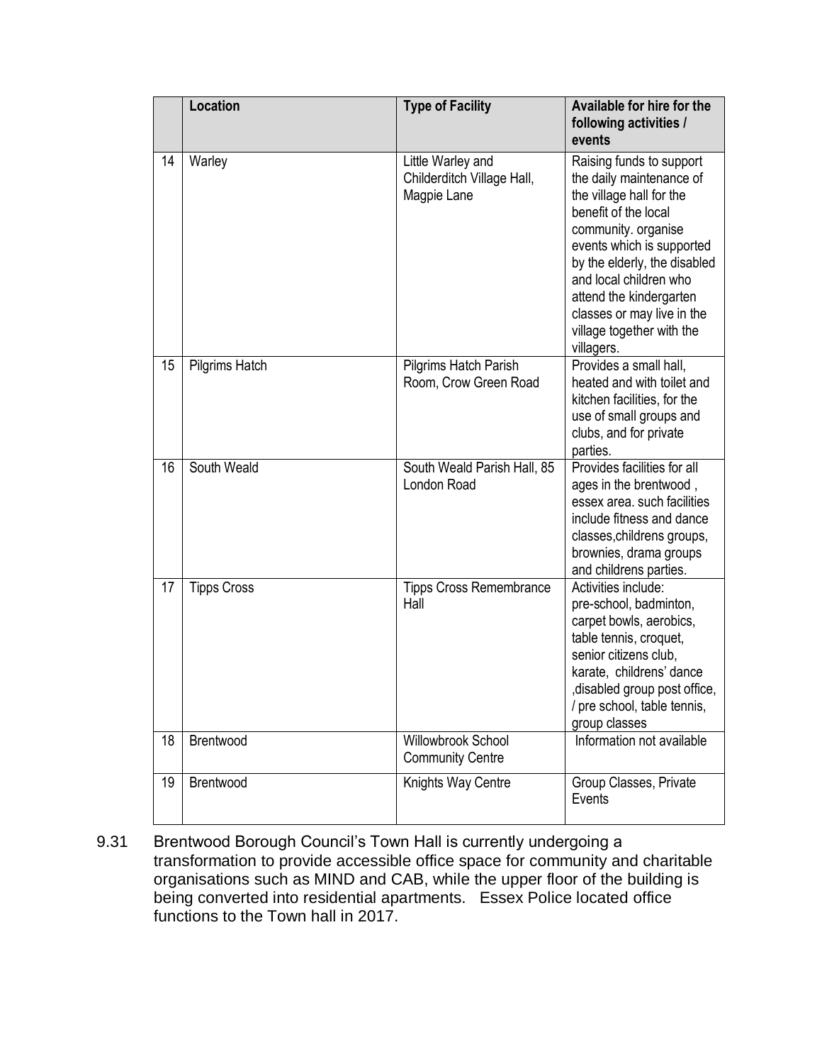| | Location | Type of Facility | Available for hire for the following activities / events |
|---|---|---|---|
| 14 | Warley | Little Warley and Childerditch Village Hall, Magpie Lane | Raising funds to support the daily maintenance of the village hall for the benefit of the local community. organise events which is supported by the elderly, the disabled and local children who attend the kindergarten classes or may live in the village together with the villagers. |
| 15 | Pilgrims Hatch | Pilgrims Hatch Parish Room, Crow Green Road | Provides a small hall, heated and with toilet and kitchen facilities, for the use of small groups and clubs, and for private parties. |
| 16 | South Weald | South Weald Parish Hall, 85 London Road | Provides facilities for all ages in the brentwood , essex area. such facilities include fitness and dance classes,childrens groups, brownies, drama groups and childrens parties. |
| 17 | Tipps Cross | Tipps Cross Remembrance Hall | Activities include: pre-school, badminton, carpet bowls, aerobics, table tennis, croquet, senior citizens club, karate, childrens' dance ,disabled group post office, / pre school, table tennis, group classes |
| 18 | Brentwood | Willowbrook School Community Centre | Information not available |
| 19 | Brentwood | Knights Way Centre | Group Classes, Private Events |

9.31 Brentwood Borough Council's Town Hall is currently undergoing a transformation to provide accessible office space for community and charitable organisations such as MIND and CAB, while the upper floor of the building is being converted into residential apartments. Essex Police located office functions to the Town hall in 2017.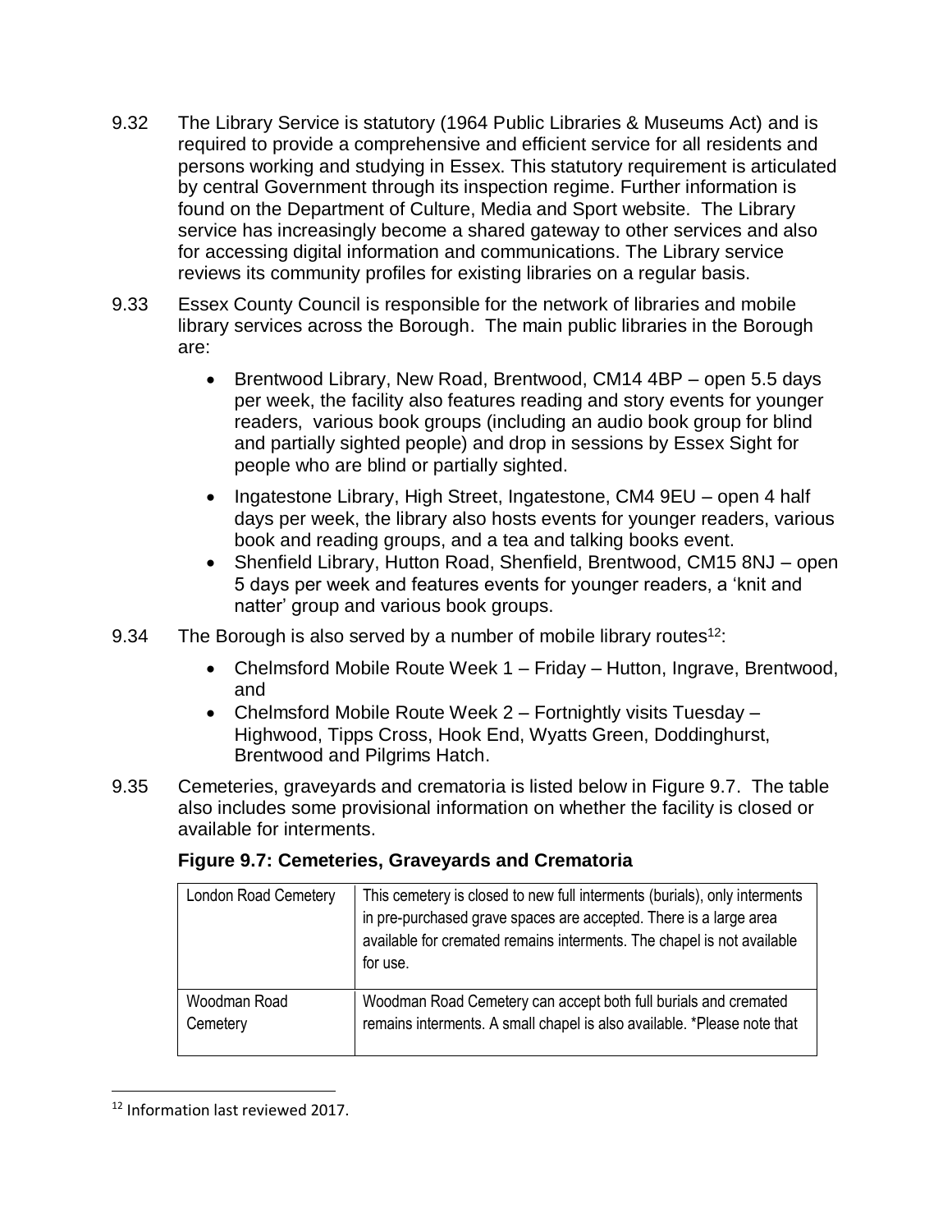9.32 The Library Service is statutory (1964 Public Libraries & Museums Act) and is required to provide a comprehensive and efficient service for all residents and persons working and studying in Essex. This statutory requirement is articulated by central Government through its inspection regime. Further information is found on the Department of Culture, Media and Sport website. The Library service has increasingly become a shared gateway to other services and also for accessing digital information and communications. The Library service reviews its community profiles for existing libraries on a regular basis.

9.33 Essex County Council is responsible for the network of libraries and mobile library services across the Borough. The main public libraries in the Borough are:

- Brentwood Library, New Road, Brentwood, CM14 4BP – open 5.5 days per week, the facility also features reading and story events for younger readers, various book groups (including an audio book group for blind and partially sighted people) and drop in sessions by Essex Sight for people who are blind or partially sighted.
- Ingatestone Library, High Street, Ingatestone, CM4 9EU – open 4 half days per week, the library also hosts events for younger readers, various book and reading groups, and a tea and talking books event.
- Shenfield Library, Hutton Road, Shenfield, Brentwood, CM15 8NJ – open 5 days per week and features events for younger readers, a 'knit and natter' group and various book groups.

9.34 The Borough is also served by a number of mobile library routes[12]:

- Chelmsford Mobile Route Week 1 – Friday – Hutton, Ingrave, Brentwood, and
- Chelmsford Mobile Route Week 2 – Fortnightly visits Tuesday – Highwood, Tipps Cross, Hook End, Wyatts Green, Doddinghurst, Brentwood and Pilgrims Hatch.

9.35 Cemeteries, graveyards and crematoria is listed below in Figure 9.7. The table also includes some provisional information on whether the facility is closed or available for interments.

**Figure 9.7: Cemeteries, Graveyards and Crematoria**

| | |
|---|---|
| London Road Cemetery | This cemetery is closed to new full interments (burials), only interments in pre-purchased grave spaces are accepted. There is a large area available for cremated remains interments. The chapel is not available for use. |
| Woodman Road Cemetery | Woodman Road Cemetery can accept both full burials and cremated remains interments. A small chapel is also available. *Please note that |

[12] Information last reviewed 2017.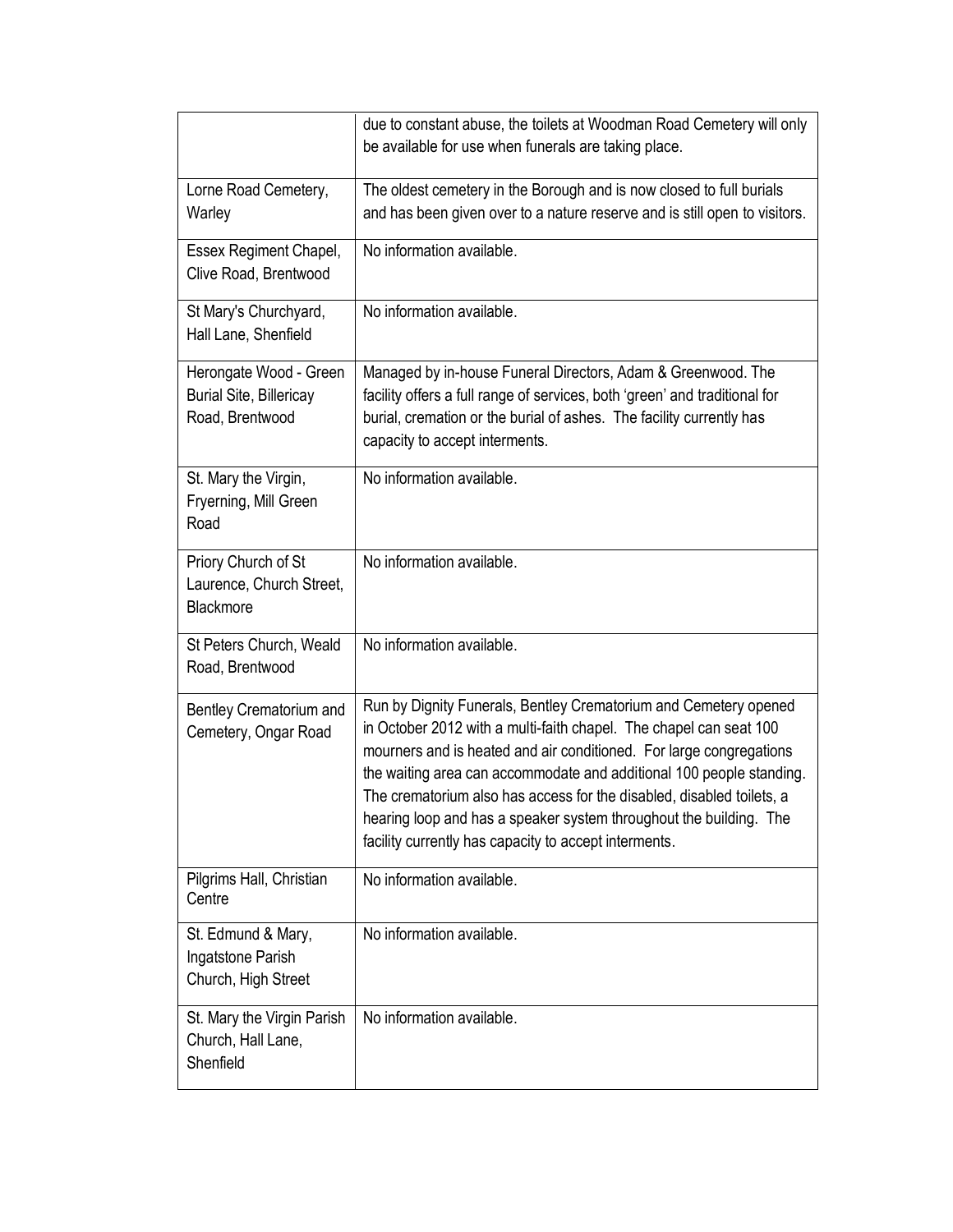| | |
|---|---|
| | due to constant abuse, the toilets at Woodman Road Cemetery will only be available for use when funerals are taking place. |
| Lorne Road Cemetery, Warley | The oldest cemetery in the Borough and is now closed to full burials and has been given over to a nature reserve and is still open to visitors. |
| Essex Regiment Chapel, Clive Road, Brentwood | No information available. |
| St Mary's Churchyard, Hall Lane, Shenfield | No information available. |
| Herongate Wood - Green Burial Site, Billericay Road, Brentwood | Managed by in-house Funeral Directors, Adam & Greenwood. The facility offers a full range of services, both 'green' and traditional for burial, cremation or the burial of ashes. The facility currently has capacity to accept interments. |
| St. Mary the Virgin, Fryerning, Mill Green Road | No information available. |
| Priory Church of St Laurence, Church Street, Blackmore | No information available. |
| St Peters Church, Weald Road, Brentwood | No information available. |
| Bentley Crematorium and Cemetery, Ongar Road | Run by Dignity Funerals, Bentley Crematorium and Cemetery opened in October 2012 with a multi-faith chapel. The chapel can seat 100 mourners and is heated and air conditioned. For large congregations the waiting area can accommodate and additional 100 people standing. The crematorium also has access for the disabled, disabled toilets, a hearing loop and has a speaker system throughout the building. The facility currently has capacity to accept interments. |
| Pilgrims Hall, Christian Centre | No information available. |
| St. Edmund & Mary, Ingatstone Parish Church, High Street | No information available. |
| St. Mary the Virgin Parish Church, Hall Lane, Shenfield | No information available. |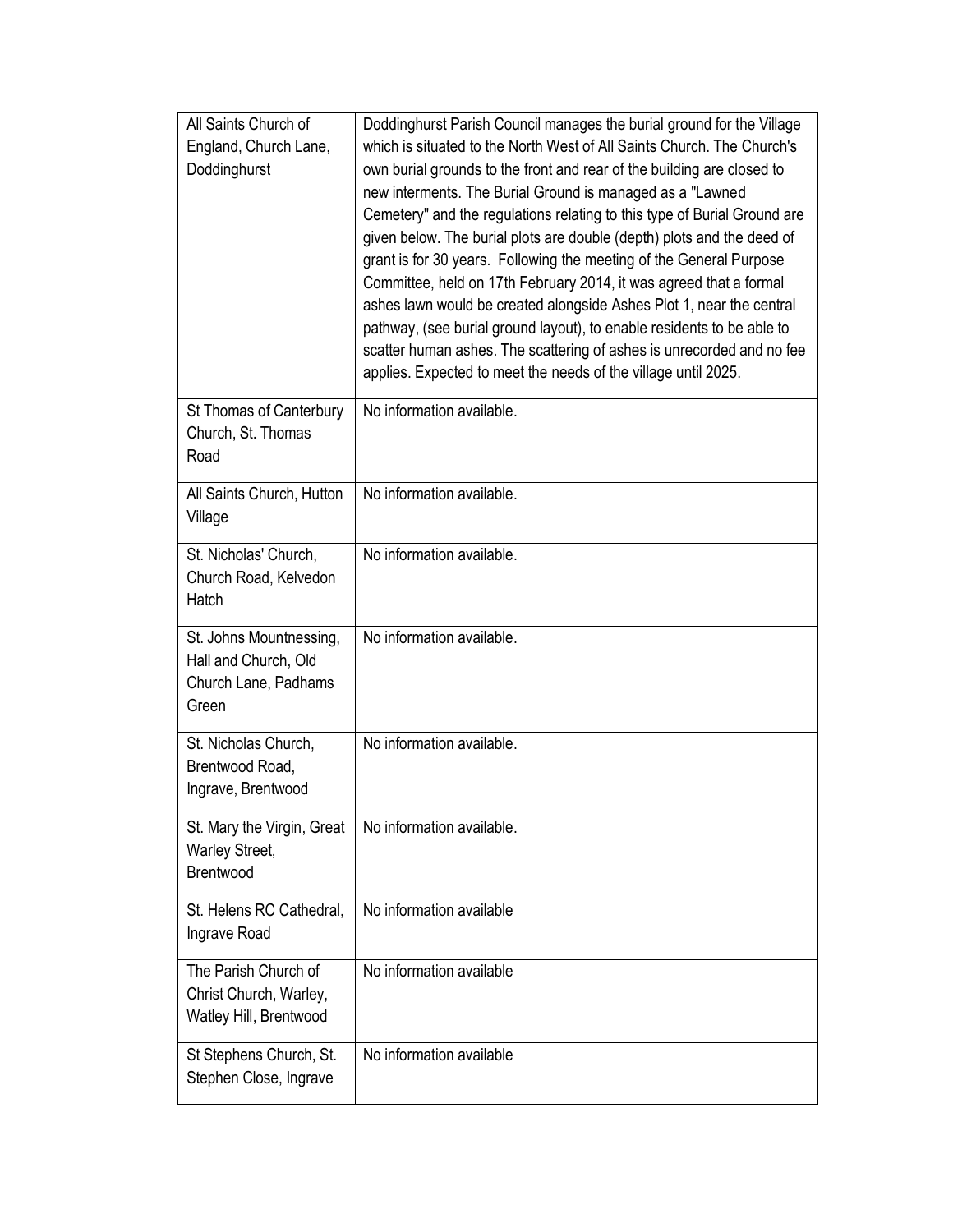| | |
|---|---|
| All Saints Church of England, Church Lane, Doddinghurst | Doddinghurst Parish Council manages the burial ground for the Village which is situated to the North West of All Saints Church. The Church's own burial grounds to the front and rear of the building are closed to new interments. The Burial Ground is managed as a "Lawned Cemetery" and the regulations relating to this type of Burial Ground are given below. The burial plots are double (depth) plots and the deed of grant is for 30 years. Following the meeting of the General Purpose Committee, held on 17th February 2014, it was agreed that a formal ashes lawn would be created alongside Ashes Plot 1, near the central pathway, (see burial ground layout), to enable residents to be able to scatter human ashes. The scattering of ashes is unrecorded and no fee applies. Expected to meet the needs of the village until 2025. |
| St Thomas of Canterbury Church, St. Thomas Road | No information available. |
| All Saints Church, Hutton Village | No information available. |
| St. Nicholas' Church, Church Road, Kelvedon Hatch | No information available. |
| St. Johns Mountnessing, Hall and Church, Old Church Lane, Padhams Green | No information available. |
| St. Nicholas Church, Brentwood Road, Ingrave, Brentwood | No information available. |
| St. Mary the Virgin, Great Warley Street, Brentwood | No information available. |
| St. Helens RC Cathedral, Ingrave Road | No information available |
| The Parish Church of Christ Church, Warley, Watley Hill, Brentwood | No information available |
| St Stephens Church, St. Stephen Close, Ingrave | No information available |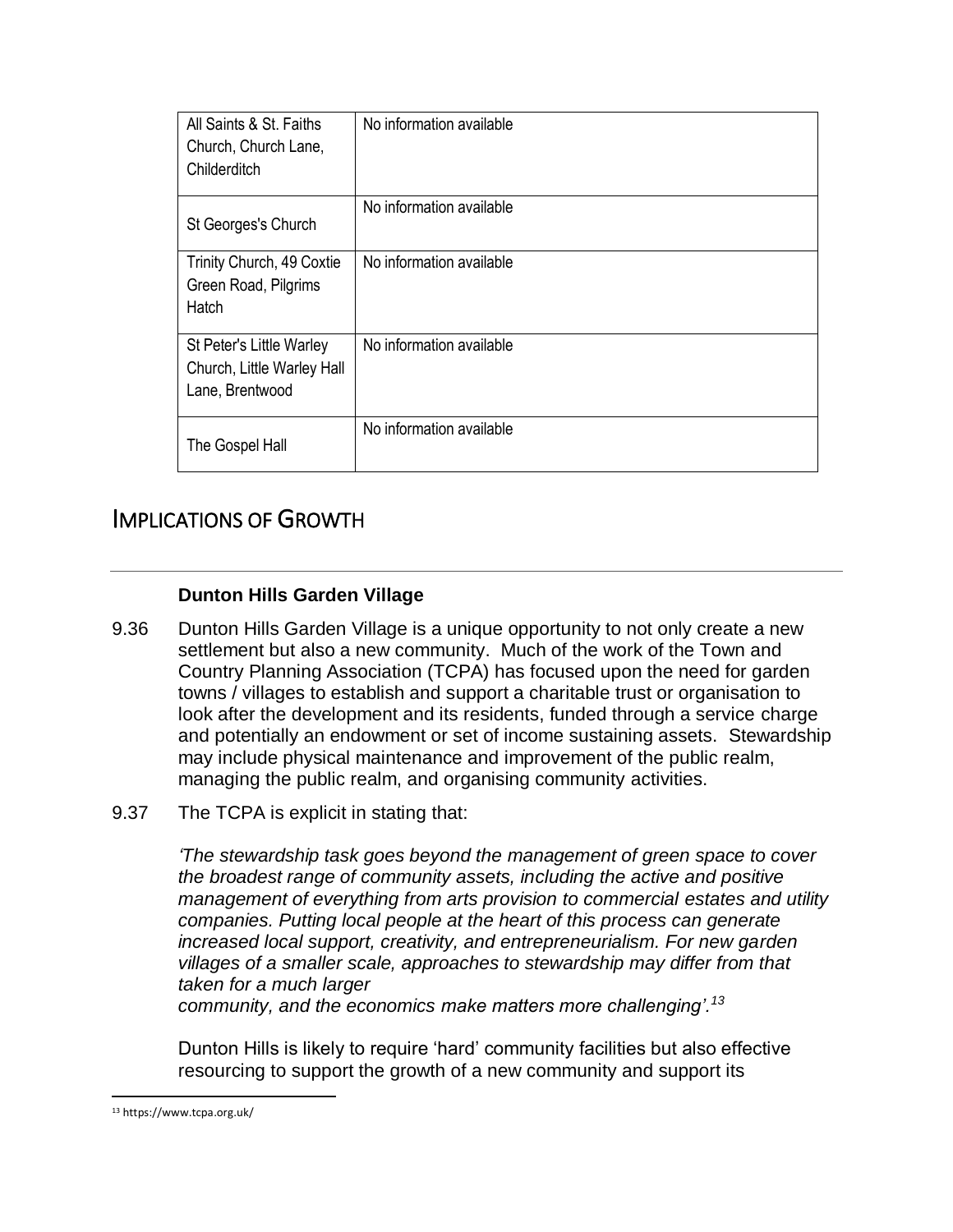| All Saints & St. Faiths Church, Church Lane, Childerditch | No information available |
|---|---|
| St Georges's Church | No information available |
| Trinity Church, 49 Coxtie Green Road, Pilgrims Hatch | No information available |
| St Peter's Little Warley Church, Little Warley Hall Lane, Brentwood | No information available |
| The Gospel Hall | No information available |

# IMPLICATIONS OF GROWTH

**Dunton Hills Garden Village**

9.36 Dunton Hills Garden Village is a unique opportunity to not only create a new settlement but also a new community. Much of the work of the Town and Country Planning Association (TCPA) has focused upon the need for garden towns / villages to establish and support a charitable trust or organisation to look after the development and its residents, funded through a service charge and potentially an endowment or set of income sustaining assets. Stewardship may include physical maintenance and improvement of the public realm, managing the public realm, and organising community activities.

9.37 The TCPA is explicit in stating that:

*'The stewardship task goes beyond the management of green space to cover the broadest range of community assets, including the active and positive management of everything from arts provision to commercial estates and utility companies. Putting local people at the heart of this process can generate increased local support, creativity, and entrepreneurialism. For new garden villages of a smaller scale, approaches to stewardship may differ from that taken for a much larger community, and the economics make matters more challenging'.*[13]

Dunton Hills is likely to require 'hard' community facilities but also effective resourcing to support the growth of a new community and support its

[13] https://www.tcpa.org.uk/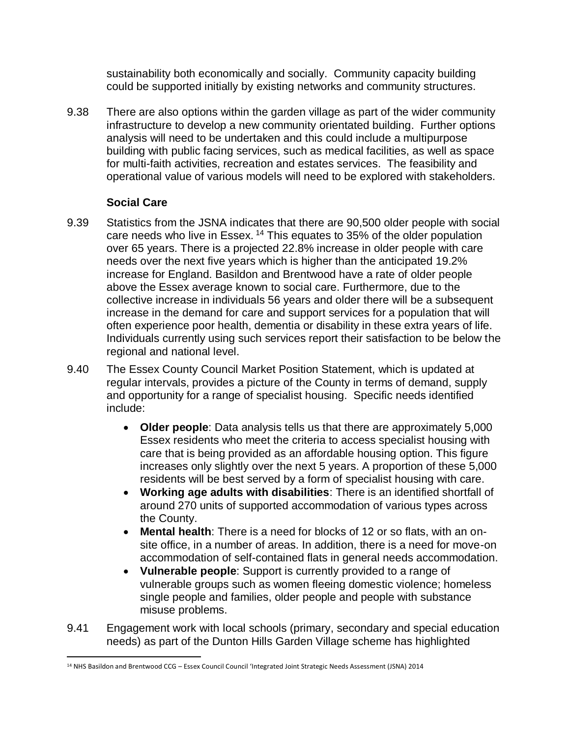sustainability both economically and socially. Community capacity building could be supported initially by existing networks and community structures.

9.38 There are also options within the garden village as part of the wider community infrastructure to develop a new community orientated building. Further options analysis will need to be undertaken and this could include a multipurpose building with public facing services, such as medical facilities, as well as space for multi-faith activities, recreation and estates services. The feasibility and operational value of various models will need to be explored with stakeholders.

### Social Care

9.39 Statistics from the JSNA indicates that there are 90,500 older people with social care needs who live in Essex. [14] This equates to 35% of the older population over 65 years. There is a projected 22.8% increase in older people with care needs over the next five years which is higher than the anticipated 19.2% increase for England. Basildon and Brentwood have a rate of older people above the Essex average known to social care. Furthermore, due to the collective increase in individuals 56 years and older there will be a subsequent increase in the demand for care and support services for a population that will often experience poor health, dementia or disability in these extra years of life. Individuals currently using such services report their satisfaction to be below the regional and national level.

9.40 The Essex County Council Market Position Statement, which is updated at regular intervals, provides a picture of the County in terms of demand, supply and opportunity for a range of specialist housing. Specific needs identified include:

- **Older people**: Data analysis tells us that there are approximately 5,000 Essex residents who meet the criteria to access specialist housing with care that is being provided as an affordable housing option. This figure increases only slightly over the next 5 years. A proportion of these 5,000 residents will be best served by a form of specialist housing with care.
- **Working age adults with disabilities**: There is an identified shortfall of around 270 units of supported accommodation of various types across the County.
- **Mental health**: There is a need for blocks of 12 or so flats, with an on-site office, in a number of areas. In addition, there is a need for move-on accommodation of self-contained flats in general needs accommodation.
- **Vulnerable people**: Support is currently provided to a range of vulnerable groups such as women fleeing domestic violence; homeless single people and families, older people and people with substance misuse problems.

9.41 Engagement work with local schools (primary, secondary and special education needs) as part of the Dunton Hills Garden Village scheme has highlighted

[14] NHS Basildon and Brentwood CCG – Essex Council Council 'Integrated Joint Strategic Needs Assessment (JSNA) 2014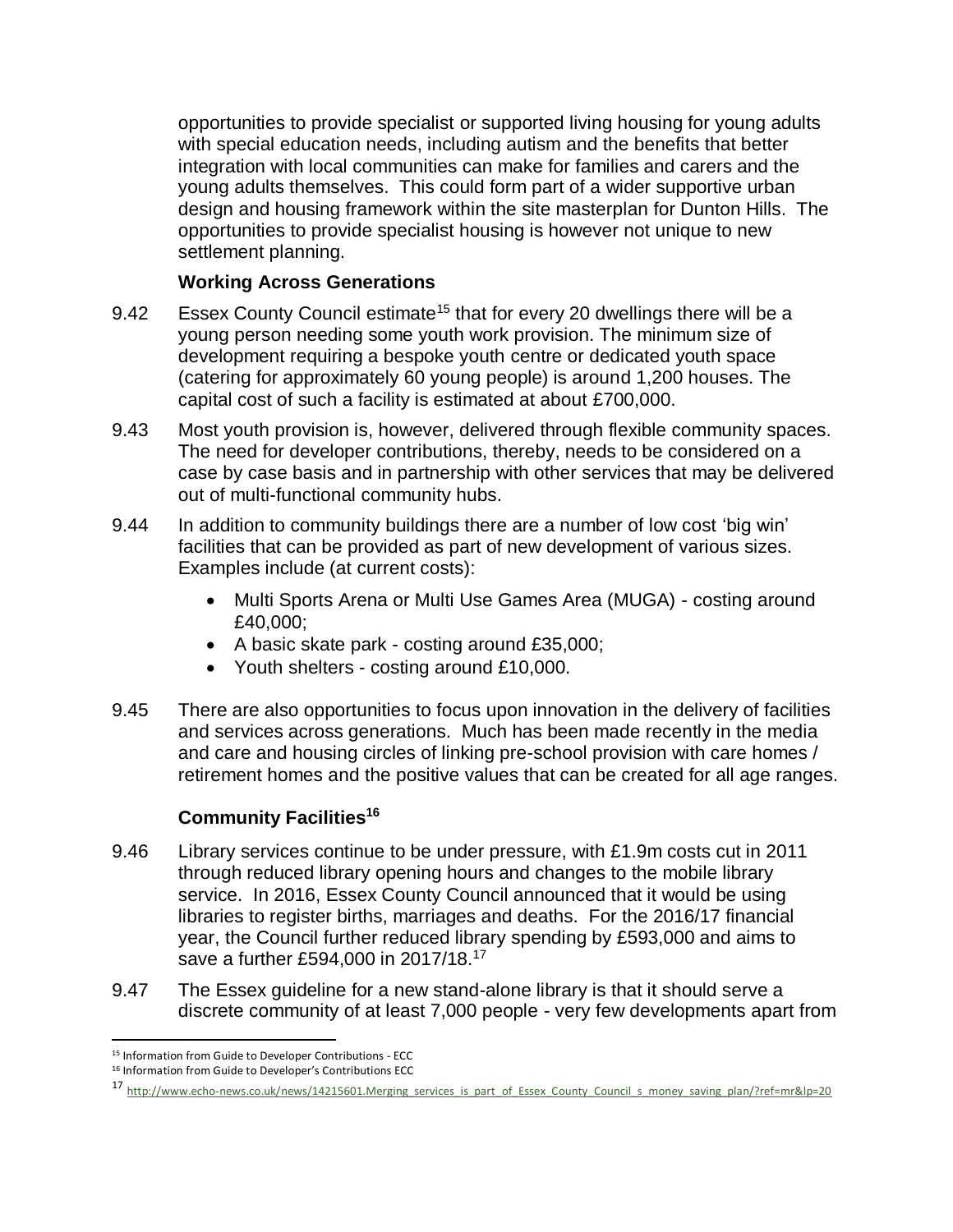opportunities to provide specialist or supported living housing for young adults with special education needs, including autism and the benefits that better integration with local communities can make for families and carers and the young adults themselves. This could form part of a wider supportive urban design and housing framework within the site masterplan for Dunton Hills. The opportunities to provide specialist housing is however not unique to new settlement planning.

### Working Across Generations

9.42 Essex County Council estimate[15] that for every 20 dwellings there will be a young person needing some youth work provision. The minimum size of development requiring a bespoke youth centre or dedicated youth space (catering for approximately 60 young people) is around 1,200 houses. The capital cost of such a facility is estimated at about £700,000.

9.43 Most youth provision is, however, delivered through flexible community spaces. The need for developer contributions, thereby, needs to be considered on a case by case basis and in partnership with other services that may be delivered out of multi-functional community hubs.

9.44 In addition to community buildings there are a number of low cost 'big win' facilities that can be provided as part of new development of various sizes. Examples include (at current costs):

- Multi Sports Arena or Multi Use Games Area (MUGA) - costing around £40,000;
- A basic skate park - costing around £35,000;
- Youth shelters - costing around £10,000.

9.45 There are also opportunities to focus upon innovation in the delivery of facilities and services across generations. Much has been made recently in the media and care and housing circles of linking pre-school provision with care homes / retirement homes and the positive values that can be created for all age ranges.

### Community Facilities[16]

9.46 Library services continue to be under pressure, with £1.9m costs cut in 2011 through reduced library opening hours and changes to the mobile library service. In 2016, Essex County Council announced that it would be using libraries to register births, marriages and deaths. For the 2016/17 financial year, the Council further reduced library spending by £593,000 and aims to save a further £594,000 in 2017/18.[17]

9.47 The Essex guideline for a new stand-alone library is that it should serve a discrete community of at least 7,000 people - very few developments apart from

---

[15] Information from Guide to Developer Contributions - ECC

[16] Information from Guide to Developer's Contributions ECC

[17] http://www.echo-news.co.uk/news/14215601.Merging_services_is_part_of_Essex_County_Council_s_money_saving_plan/?ref=mr&lp=20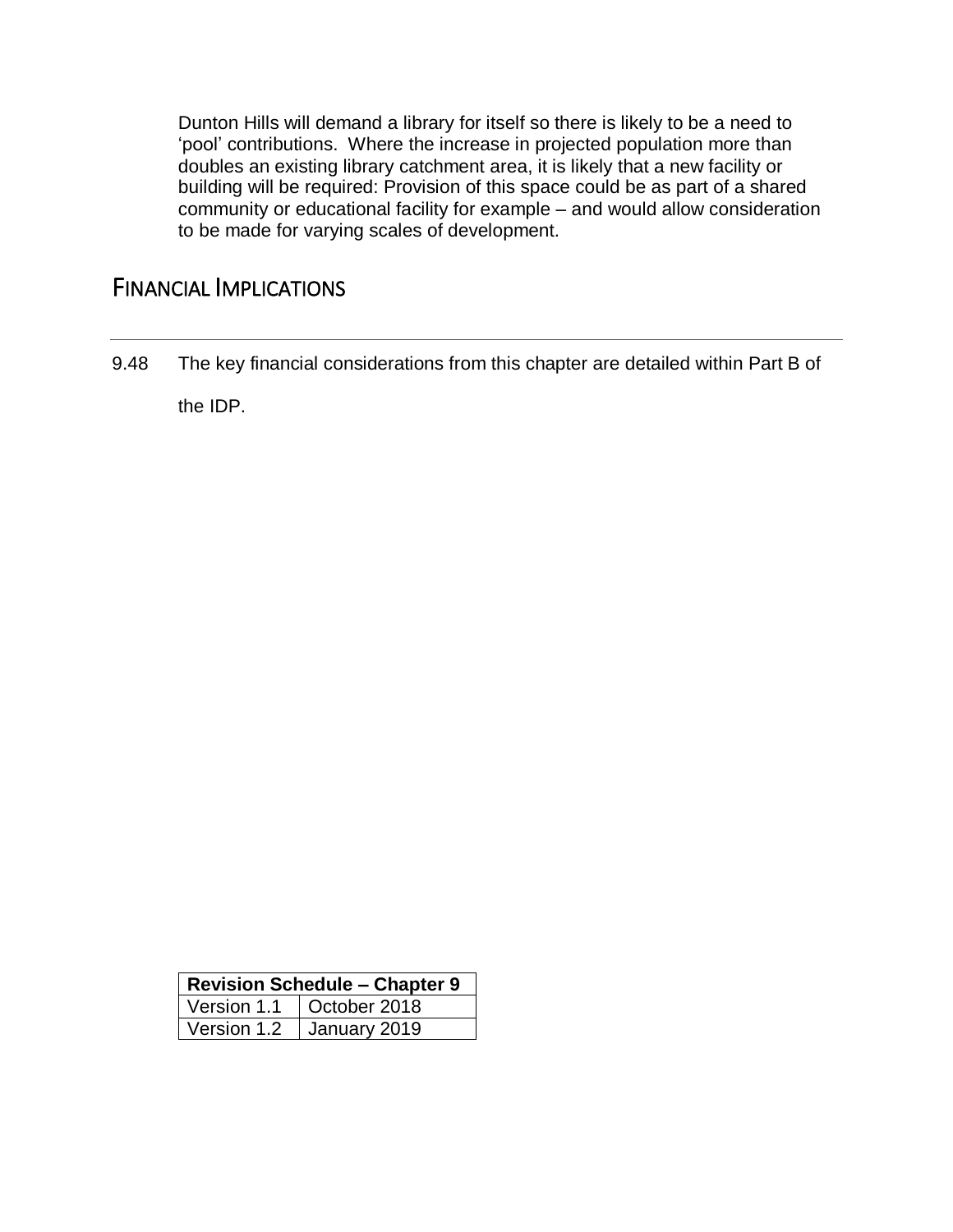Dunton Hills will demand a library for itself so there is likely to be a need to 'pool' contributions. Where the increase in projected population more than doubles an existing library catchment area, it is likely that a new facility or building will be required: Provision of this space could be as part of a shared community or educational facility for example – and would allow consideration to be made for varying scales of development.

## Financial Implications

9.48 The key financial considerations from this chapter are detailed within Part B of the IDP.

| Revision Schedule – Chapter 9 | |
|---|---|
| Version 1.1 | October 2018 |
| Version 1.2 | January 2019 |